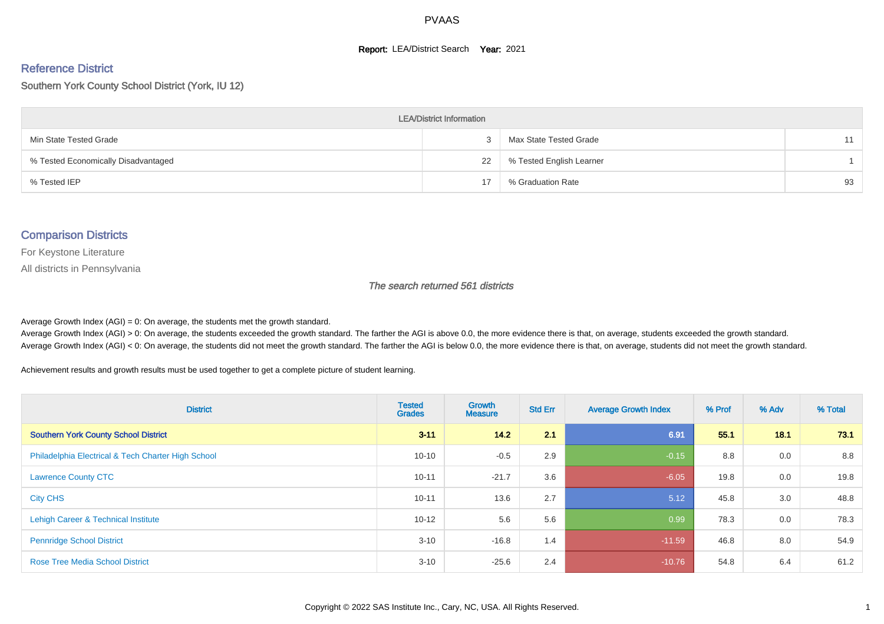# PVAAS

**Report:** LEA/District Search **Year:** 2021

## Reference District

Southern York County School District (York, IU 12)

| LEA/District Information | | | |
|---|---|---|---|
| Min State Tested Grade | 3 | Max State Tested Grade | 11 |
| % Tested Economically Disadvantaged | 22 | % Tested English Learner | 1 |
| % Tested IEP | 17 | % Graduation Rate | 93 |

## Comparison Districts

For Keystone Literature

All districts in Pennsylvania

*The search returned 561 districts*

Average Growth Index (AGI) = 0: On average, the students met the growth standard.

Average Growth Index (AGI) > 0: On average, the students exceeded the growth standard. The farther the AGI is above 0.0, the more evidence there is that, on average, students exceeded the growth standard.

Average Growth Index (AGI) < 0: On average, the students did not meet the growth standard. The farther the AGI is below 0.0, the more evidence there is that, on average, students did not meet the growth standard.

Achievement results and growth results must be used together to get a complete picture of student learning.

| District | Tested Grades | Growth Measure | Std Err | Average Growth Index | % Prof | % Adv | % Total |
|---|---|---|---|---|---|---|---|
| **Southern York County School District** | **3-11** | **14.2** | **2.1** | **6.91** | **55.1** | **18.1** | **73.1** |
| Philadelphia Electrical & Tech Charter High School | 10-10 | -0.5 | 2.9 | -0.15 | 8.8 | 0.0 | 8.8 |
| Lawrence County CTC | 10-11 | -21.7 | 3.6 | -6.05 | 19.8 | 0.0 | 19.8 |
| City CHS | 10-11 | 13.6 | 2.7 | 5.12 | 45.8 | 3.0 | 48.8 |
| Lehigh Career & Technical Institute | 10-12 | 5.6 | 5.6 | 0.99 | 78.3 | 0.0 | 78.3 |
| Pennridge School District | 3-10 | -16.8 | 1.4 | -11.59 | 46.8 | 8.0 | 54.9 |
| Rose Tree Media School District | 3-10 | -25.6 | 2.4 | -10.76 | 54.8 | 6.4 | 61.2 |

Copyright © 2022 SAS Institute Inc., Cary, NC, USA. All Rights Reserved.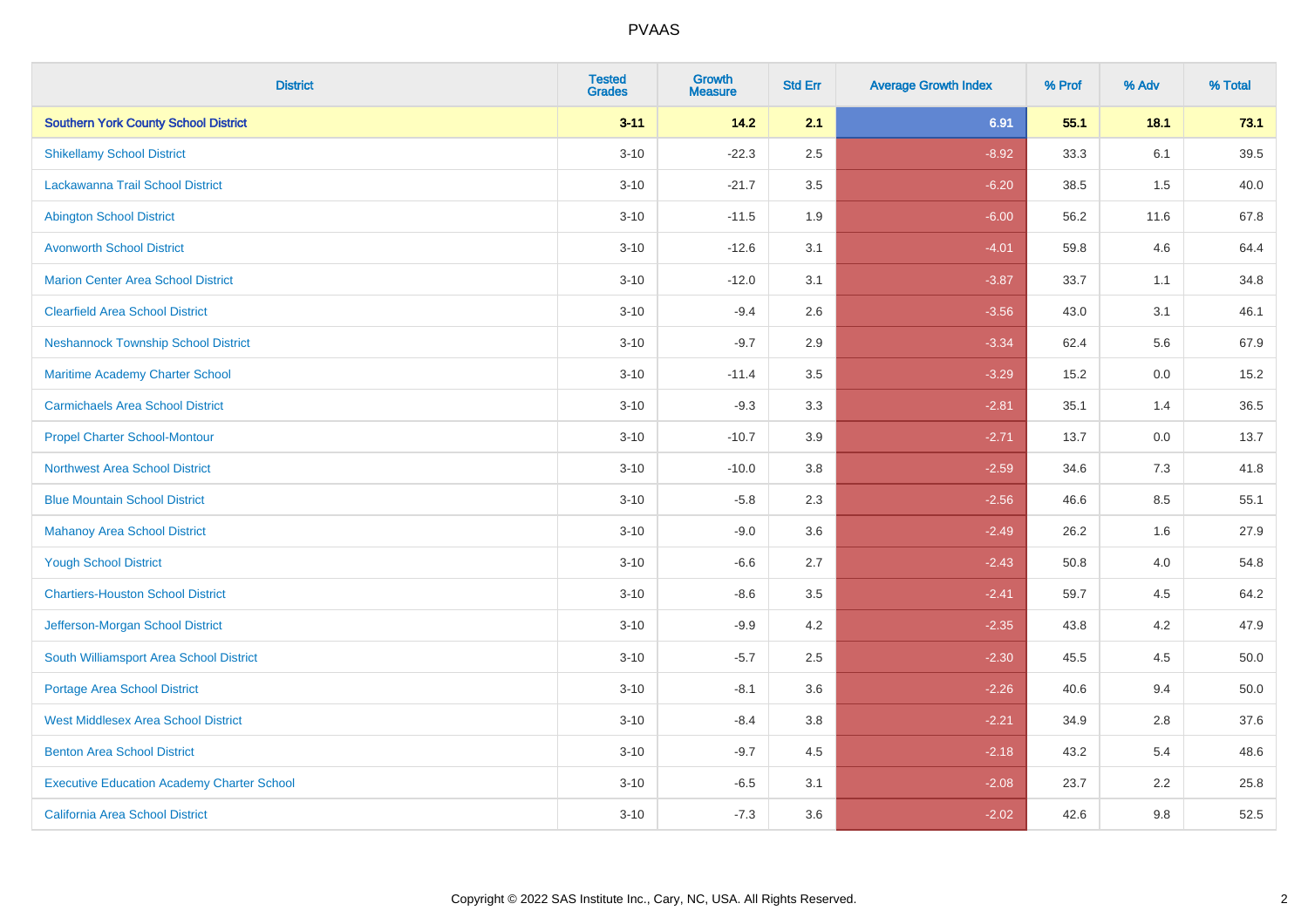# PVAAS

| District | Tested Grades | Growth Measure | Std Err | Average Growth Index | % Prof | % Adv | % Total |
|---|---|---|---|---|---|---|---|
| **Southern York County School District** | **3-11** | **14.2** | **2.1** | **6.91** | **55.1** | **18.1** | **73.1** |
| Shikellamy School District | 3-10 | -22.3 | 2.5 | -8.92 | 33.3 | 6.1 | 39.5 |
| Lackawanna Trail School District | 3-10 | -21.7 | 3.5 | -6.20 | 38.5 | 1.5 | 40.0 |
| Abington School District | 3-10 | -11.5 | 1.9 | -6.00 | 56.2 | 11.6 | 67.8 |
| Avonworth School District | 3-10 | -12.6 | 3.1 | -4.01 | 59.8 | 4.6 | 64.4 |
| Marion Center Area School District | 3-10 | -12.0 | 3.1 | -3.87 | 33.7 | 1.1 | 34.8 |
| Clearfield Area School District | 3-10 | -9.4 | 2.6 | -3.56 | 43.0 | 3.1 | 46.1 |
| Neshannock Township School District | 3-10 | -9.7 | 2.9 | -3.34 | 62.4 | 5.6 | 67.9 |
| Maritime Academy Charter School | 3-10 | -11.4 | 3.5 | -3.29 | 15.2 | 0.0 | 15.2 |
| Carmichaels Area School District | 3-10 | -9.3 | 3.3 | -2.81 | 35.1 | 1.4 | 36.5 |
| Propel Charter School-Montour | 3-10 | -10.7 | 3.9 | -2.71 | 13.7 | 0.0 | 13.7 |
| Northwest Area School District | 3-10 | -10.0 | 3.8 | -2.59 | 34.6 | 7.3 | 41.8 |
| Blue Mountain School District | 3-10 | -5.8 | 2.3 | -2.56 | 46.6 | 8.5 | 55.1 |
| Mahanoy Area School District | 3-10 | -9.0 | 3.6 | -2.49 | 26.2 | 1.6 | 27.9 |
| Yough School District | 3-10 | -6.6 | 2.7 | -2.43 | 50.8 | 4.0 | 54.8 |
| Chartiers-Houston School District | 3-10 | -8.6 | 3.5 | -2.41 | 59.7 | 4.5 | 64.2 |
| Jefferson-Morgan School District | 3-10 | -9.9 | 4.2 | -2.35 | 43.8 | 4.2 | 47.9 |
| South Williamsport Area School District | 3-10 | -5.7 | 2.5 | -2.30 | 45.5 | 4.5 | 50.0 |
| Portage Area School District | 3-10 | -8.1 | 3.6 | -2.26 | 40.6 | 9.4 | 50.0 |
| West Middlesex Area School District | 3-10 | -8.4 | 3.8 | -2.21 | 34.9 | 2.8 | 37.6 |
| Benton Area School District | 3-10 | -9.7 | 4.5 | -2.18 | 43.2 | 5.4 | 48.6 |
| Executive Education Academy Charter School | 3-10 | -6.5 | 3.1 | -2.08 | 23.7 | 2.2 | 25.8 |
| California Area School District | 3-10 | -7.3 | 3.6 | -2.02 | 42.6 | 9.8 | 52.5 |

Copyright © 2022 SAS Institute Inc., Cary, NC, USA. All Rights Reserved.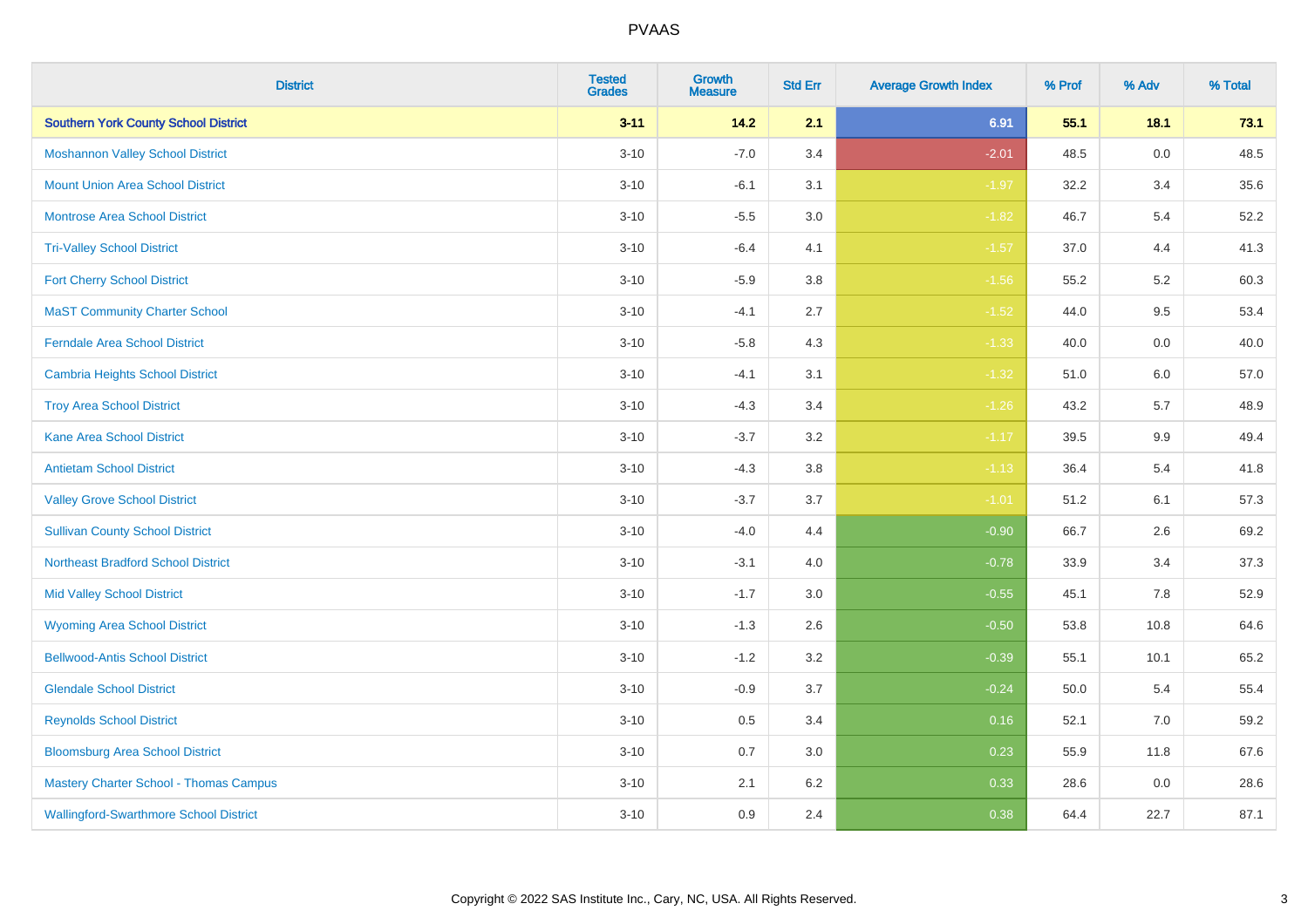# PVAAS

| District | Tested Grades | Growth Measure | Std Err | Average Growth Index | % Prof | % Adv | % Total |
|---|---|---|---|---|---|---|---|
| **Southern York County School District** | **3-11** | **14.2** | **2.1** | **6.91** | **55.1** | **18.1** | **73.1** |
| Moshannon Valley School District | 3-10 | -7.0 | 3.4 | -2.01 | 48.5 | 0.0 | 48.5 |
| Mount Union Area School District | 3-10 | -6.1 | 3.1 | -1.97 | 32.2 | 3.4 | 35.6 |
| Montrose Area School District | 3-10 | -5.5 | 3.0 | -1.82 | 46.7 | 5.4 | 52.2 |
| Tri-Valley School District | 3-10 | -6.4 | 4.1 | -1.57 | 37.0 | 4.4 | 41.3 |
| Fort Cherry School District | 3-10 | -5.9 | 3.8 | -1.56 | 55.2 | 5.2 | 60.3 |
| MaST Community Charter School | 3-10 | -4.1 | 2.7 | -1.52 | 44.0 | 9.5 | 53.4 |
| Ferndale Area School District | 3-10 | -5.8 | 4.3 | -1.33 | 40.0 | 0.0 | 40.0 |
| Cambria Heights School District | 3-10 | -4.1 | 3.1 | -1.32 | 51.0 | 6.0 | 57.0 |
| Troy Area School District | 3-10 | -4.3 | 3.4 | -1.26 | 43.2 | 5.7 | 48.9 |
| Kane Area School District | 3-10 | -3.7 | 3.2 | -1.17 | 39.5 | 9.9 | 49.4 |
| Antietam School District | 3-10 | -4.3 | 3.8 | -1.13 | 36.4 | 5.4 | 41.8 |
| Valley Grove School District | 3-10 | -3.7 | 3.7 | -1.01 | 51.2 | 6.1 | 57.3 |
| Sullivan County School District | 3-10 | -4.0 | 4.4 | -0.90 | 66.7 | 2.6 | 69.2 |
| Northeast Bradford School District | 3-10 | -3.1 | 4.0 | -0.78 | 33.9 | 3.4 | 37.3 |
| Mid Valley School District | 3-10 | -1.7 | 3.0 | -0.55 | 45.1 | 7.8 | 52.9 |
| Wyoming Area School District | 3-10 | -1.3 | 2.6 | -0.50 | 53.8 | 10.8 | 64.6 |
| Bellwood-Antis School District | 3-10 | -1.2 | 3.2 | -0.39 | 55.1 | 10.1 | 65.2 |
| Glendale School District | 3-10 | -0.9 | 3.7 | -0.24 | 50.0 | 5.4 | 55.4 |
| Reynolds School District | 3-10 | 0.5 | 3.4 | 0.16 | 52.1 | 7.0 | 59.2 |
| Bloomsburg Area School District | 3-10 | 0.7 | 3.0 | 0.23 | 55.9 | 11.8 | 67.6 |
| Mastery Charter School - Thomas Campus | 3-10 | 2.1 | 6.2 | 0.33 | 28.6 | 0.0 | 28.6 |
| Wallingford-Swarthmore School District | 3-10 | 0.9 | 2.4 | 0.38 | 64.4 | 22.7 | 87.1 |

Copyright © 2022 SAS Institute Inc., Cary, NC, USA. All Rights Reserved.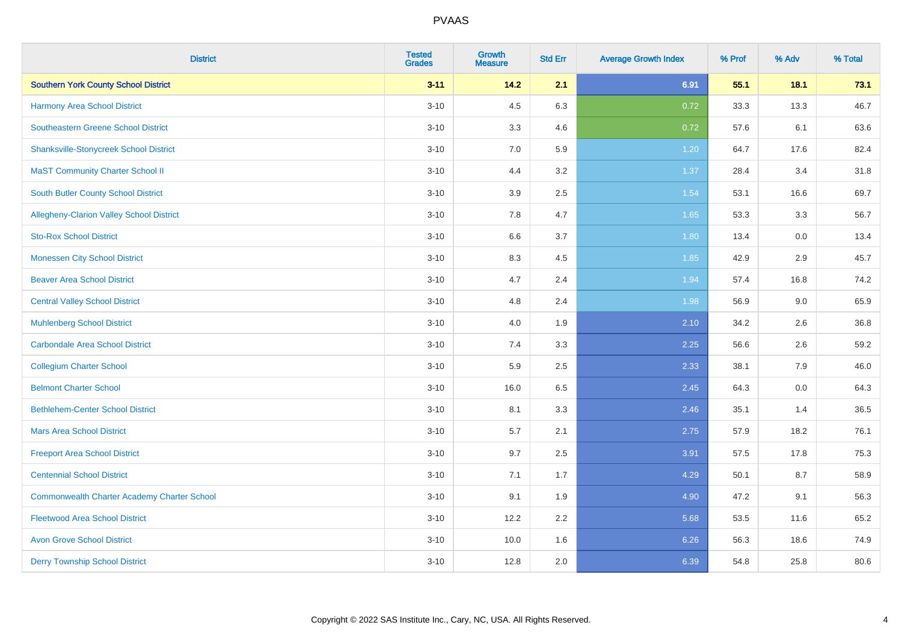# PVAAS

| District | Tested Grades | Growth Measure | Std Err | Average Growth Index | % Prof | % Adv | % Total |
|---|---|---|---|---|---|---|---|
| **Southern York County School District** | **3-11** | **14.2** | **2.1** | **6.91** | **55.1** | **18.1** | **73.1** |
| Harmony Area School District | 3-10 | 4.5 | 6.3 | 0.72 | 33.3 | 13.3 | 46.7 |
| Southeastern Greene School District | 3-10 | 3.3 | 4.6 | 0.72 | 57.6 | 6.1 | 63.6 |
| Shanksville-Stonycreek School District | 3-10 | 7.0 | 5.9 | 1.20 | 64.7 | 17.6 | 82.4 |
| MaST Community Charter School II | 3-10 | 4.4 | 3.2 | 1.37 | 28.4 | 3.4 | 31.8 |
| South Butler County School District | 3-10 | 3.9 | 2.5 | 1.54 | 53.1 | 16.6 | 69.7 |
| Allegheny-Clarion Valley School District | 3-10 | 7.8 | 4.7 | 1.65 | 53.3 | 3.3 | 56.7 |
| Sto-Rox School District | 3-10 | 6.6 | 3.7 | 1.80 | 13.4 | 0.0 | 13.4 |
| Monessen City School District | 3-10 | 8.3 | 4.5 | 1.85 | 42.9 | 2.9 | 45.7 |
| Beaver Area School District | 3-10 | 4.7 | 2.4 | 1.94 | 57.4 | 16.8 | 74.2 |
| Central Valley School District | 3-10 | 4.8 | 2.4 | 1.98 | 56.9 | 9.0 | 65.9 |
| Muhlenberg School District | 3-10 | 4.0 | 1.9 | 2.10 | 34.2 | 2.6 | 36.8 |
| Carbondale Area School District | 3-10 | 7.4 | 3.3 | 2.25 | 56.6 | 2.6 | 59.2 |
| Collegium Charter School | 3-10 | 5.9 | 2.5 | 2.33 | 38.1 | 7.9 | 46.0 |
| Belmont Charter School | 3-10 | 16.0 | 6.5 | 2.45 | 64.3 | 0.0 | 64.3 |
| Bethlehem-Center School District | 3-10 | 8.1 | 3.3 | 2.46 | 35.1 | 1.4 | 36.5 |
| Mars Area School District | 3-10 | 5.7 | 2.1 | 2.75 | 57.9 | 18.2 | 76.1 |
| Freeport Area School District | 3-10 | 9.7 | 2.5 | 3.91 | 57.5 | 17.8 | 75.3 |
| Centennial School District | 3-10 | 7.1 | 1.7 | 4.29 | 50.1 | 8.7 | 58.9 |
| Commonwealth Charter Academy Charter School | 3-10 | 9.1 | 1.9 | 4.90 | 47.2 | 9.1 | 56.3 |
| Fleetwood Area School District | 3-10 | 12.2 | 2.2 | 5.68 | 53.5 | 11.6 | 65.2 |
| Avon Grove School District | 3-10 | 10.0 | 1.6 | 6.26 | 56.3 | 18.6 | 74.9 |
| Derry Township School District | 3-10 | 12.8 | 2.0 | 6.39 | 54.8 | 25.8 | 80.6 |

Copyright © 2022 SAS Institute Inc., Cary, NC, USA. All Rights Reserved.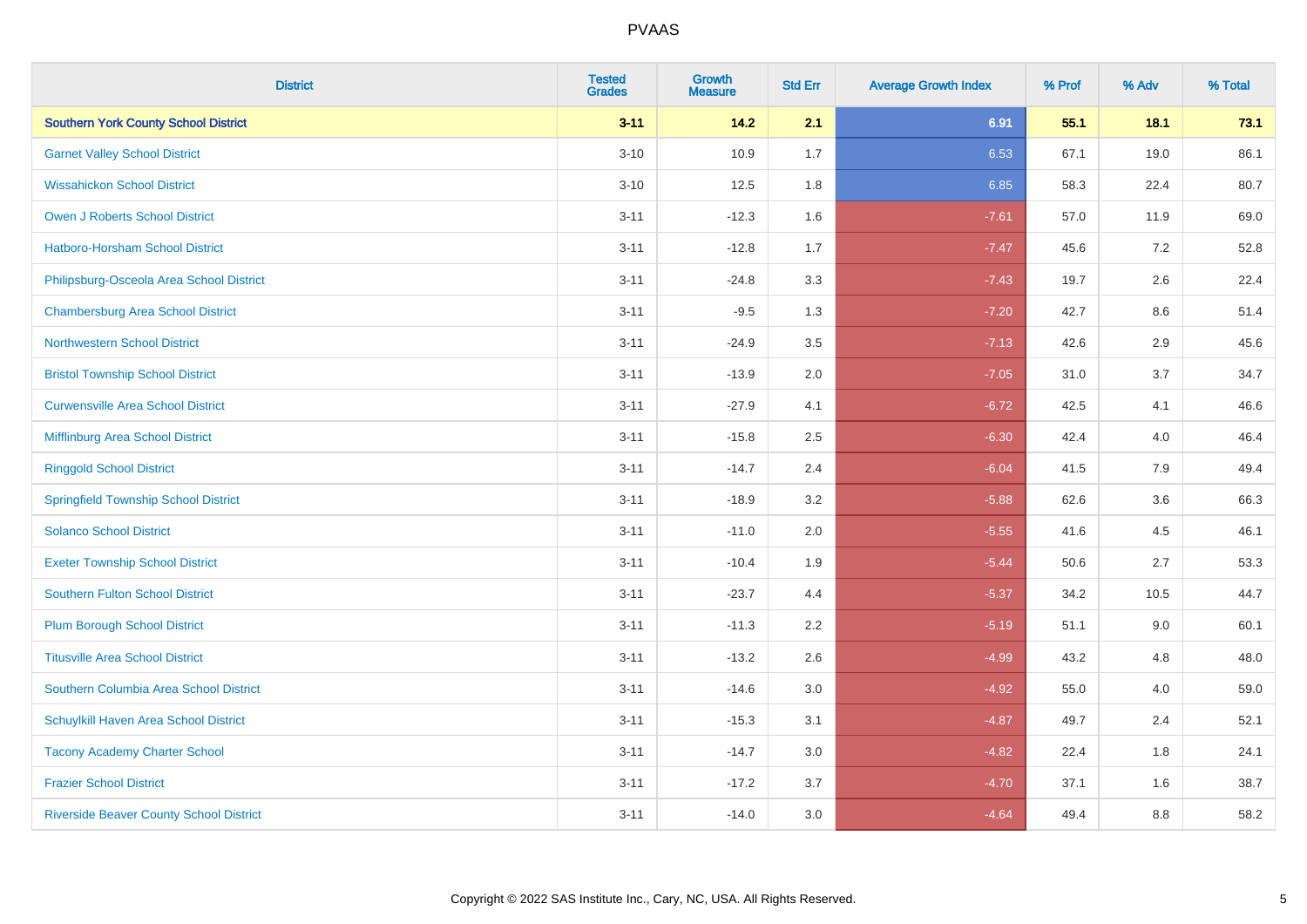# PVAAS

| District | Tested Grades | Growth Measure | Std Err | Average Growth Index | % Prof | % Adv | % Total |
|---|---|---|---|---|---|---|---|
| **Southern York County School District** | **3-11** | **14.2** | **2.1** | **6.91** | **55.1** | **18.1** | **73.1** |
| Garnet Valley School District | 3-10 | 10.9 | 1.7 | 6.53 | 67.1 | 19.0 | 86.1 |
| Wissahickon School District | 3-10 | 12.5 | 1.8 | 6.85 | 58.3 | 22.4 | 80.7 |
| Owen J Roberts School District | 3-11 | -12.3 | 1.6 | -7.61 | 57.0 | 11.9 | 69.0 |
| Hatboro-Horsham School District | 3-11 | -12.8 | 1.7 | -7.47 | 45.6 | 7.2 | 52.8 |
| Philipsburg-Osceola Area School District | 3-11 | -24.8 | 3.3 | -7.43 | 19.7 | 2.6 | 22.4 |
| Chambersburg Area School District | 3-11 | -9.5 | 1.3 | -7.20 | 42.7 | 8.6 | 51.4 |
| Northwestern School District | 3-11 | -24.9 | 3.5 | -7.13 | 42.6 | 2.9 | 45.6 |
| Bristol Township School District | 3-11 | -13.9 | 2.0 | -7.05 | 31.0 | 3.7 | 34.7 |
| Curwensville Area School District | 3-11 | -27.9 | 4.1 | -6.72 | 42.5 | 4.1 | 46.6 |
| Mifflinburg Area School District | 3-11 | -15.8 | 2.5 | -6.30 | 42.4 | 4.0 | 46.4 |
| Ringgold School District | 3-11 | -14.7 | 2.4 | -6.04 | 41.5 | 7.9 | 49.4 |
| Springfield Township School District | 3-11 | -18.9 | 3.2 | -5.88 | 62.6 | 3.6 | 66.3 |
| Solanco School District | 3-11 | -11.0 | 2.0 | -5.55 | 41.6 | 4.5 | 46.1 |
| Exeter Township School District | 3-11 | -10.4 | 1.9 | -5.44 | 50.6 | 2.7 | 53.3 |
| Southern Fulton School District | 3-11 | -23.7 | 4.4 | -5.37 | 34.2 | 10.5 | 44.7 |
| Plum Borough School District | 3-11 | -11.3 | 2.2 | -5.19 | 51.1 | 9.0 | 60.1 |
| Titusville Area School District | 3-11 | -13.2 | 2.6 | -4.99 | 43.2 | 4.8 | 48.0 |
| Southern Columbia Area School District | 3-11 | -14.6 | 3.0 | -4.92 | 55.0 | 4.0 | 59.0 |
| Schuylkill Haven Area School District | 3-11 | -15.3 | 3.1 | -4.87 | 49.7 | 2.4 | 52.1 |
| Tacony Academy Charter School | 3-11 | -14.7 | 3.0 | -4.82 | 22.4 | 1.8 | 24.1 |
| Frazier School District | 3-11 | -17.2 | 3.7 | -4.70 | 37.1 | 1.6 | 38.7 |
| Riverside Beaver County School District | 3-11 | -14.0 | 3.0 | -4.64 | 49.4 | 8.8 | 58.2 |

Copyright © 2022 SAS Institute Inc., Cary, NC, USA. All Rights Reserved.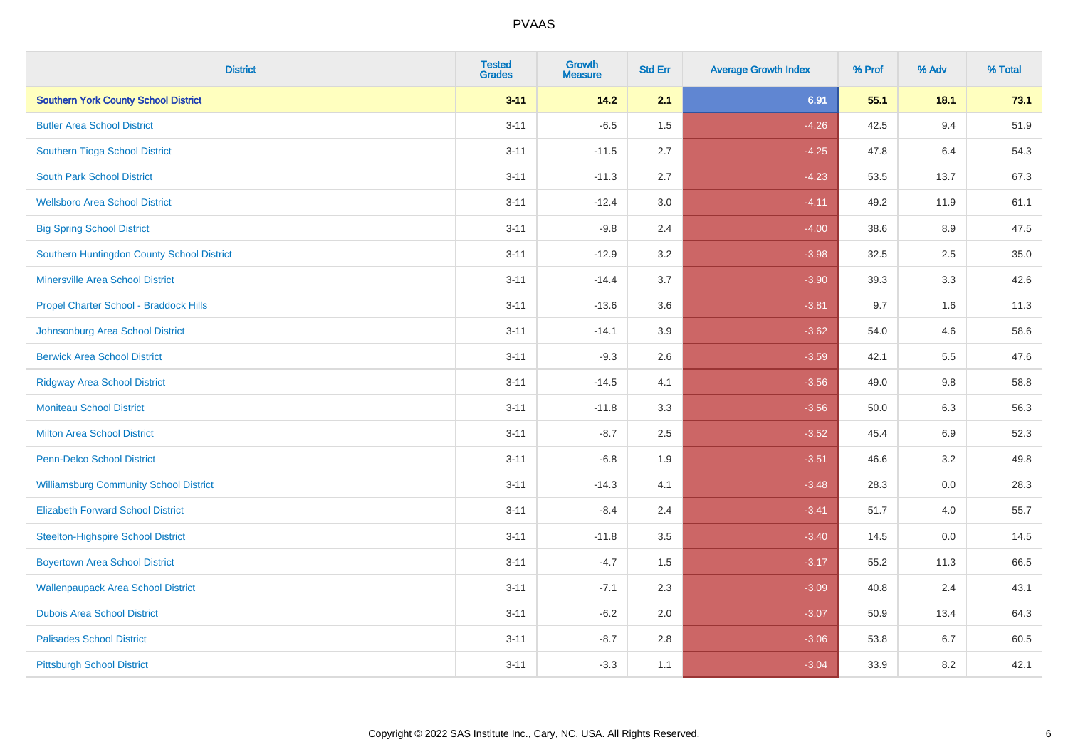PVAAS

| District | Tested Grades | Growth Measure | Std Err | Average Growth Index | % Prof | % Adv | % Total |
|---|---|---|---|---|---|---|---|
| **Southern York County School District** | **3-11** | **14.2** | **2.1** | **6.91** | **55.1** | **18.1** | **73.1** |
| Butler Area School District | 3-11 | -6.5 | 1.5 | -4.26 | 42.5 | 9.4 | 51.9 |
| Southern Tioga School District | 3-11 | -11.5 | 2.7 | -4.25 | 47.8 | 6.4 | 54.3 |
| South Park School District | 3-11 | -11.3 | 2.7 | -4.23 | 53.5 | 13.7 | 67.3 |
| Wellsboro Area School District | 3-11 | -12.4 | 3.0 | -4.11 | 49.2 | 11.9 | 61.1 |
| Big Spring School District | 3-11 | -9.8 | 2.4 | -4.00 | 38.6 | 8.9 | 47.5 |
| Southern Huntingdon County School District | 3-11 | -12.9 | 3.2 | -3.98 | 32.5 | 2.5 | 35.0 |
| Minersville Area School District | 3-11 | -14.4 | 3.7 | -3.90 | 39.3 | 3.3 | 42.6 |
| Propel Charter School - Braddock Hills | 3-11 | -13.6 | 3.6 | -3.81 | 9.7 | 1.6 | 11.3 |
| Johnsonburg Area School District | 3-11 | -14.1 | 3.9 | -3.62 | 54.0 | 4.6 | 58.6 |
| Berwick Area School District | 3-11 | -9.3 | 2.6 | -3.59 | 42.1 | 5.5 | 47.6 |
| Ridgway Area School District | 3-11 | -14.5 | 4.1 | -3.56 | 49.0 | 9.8 | 58.8 |
| Moniteau School District | 3-11 | -11.8 | 3.3 | -3.56 | 50.0 | 6.3 | 56.3 |
| Milton Area School District | 3-11 | -8.7 | 2.5 | -3.52 | 45.4 | 6.9 | 52.3 |
| Penn-Delco School District | 3-11 | -6.8 | 1.9 | -3.51 | 46.6 | 3.2 | 49.8 |
| Williamsburg Community School District | 3-11 | -14.3 | 4.1 | -3.48 | 28.3 | 0.0 | 28.3 |
| Elizabeth Forward School District | 3-11 | -8.4 | 2.4 | -3.41 | 51.7 | 4.0 | 55.7 |
| Steelton-Highspire School District | 3-11 | -11.8 | 3.5 | -3.40 | 14.5 | 0.0 | 14.5 |
| Boyertown Area School District | 3-11 | -4.7 | 1.5 | -3.17 | 55.2 | 11.3 | 66.5 |
| Wallenpaupack Area School District | 3-11 | -7.1 | 2.3 | -3.09 | 40.8 | 2.4 | 43.1 |
| Dubois Area School District | 3-11 | -6.2 | 2.0 | -3.07 | 50.9 | 13.4 | 64.3 |
| Palisades School District | 3-11 | -8.7 | 2.8 | -3.06 | 53.8 | 6.7 | 60.5 |
| Pittsburgh School District | 3-11 | -3.3 | 1.1 | -3.04 | 33.9 | 8.2 | 42.1 |

Copyright © 2022 SAS Institute Inc., Cary, NC, USA. All Rights Reserved.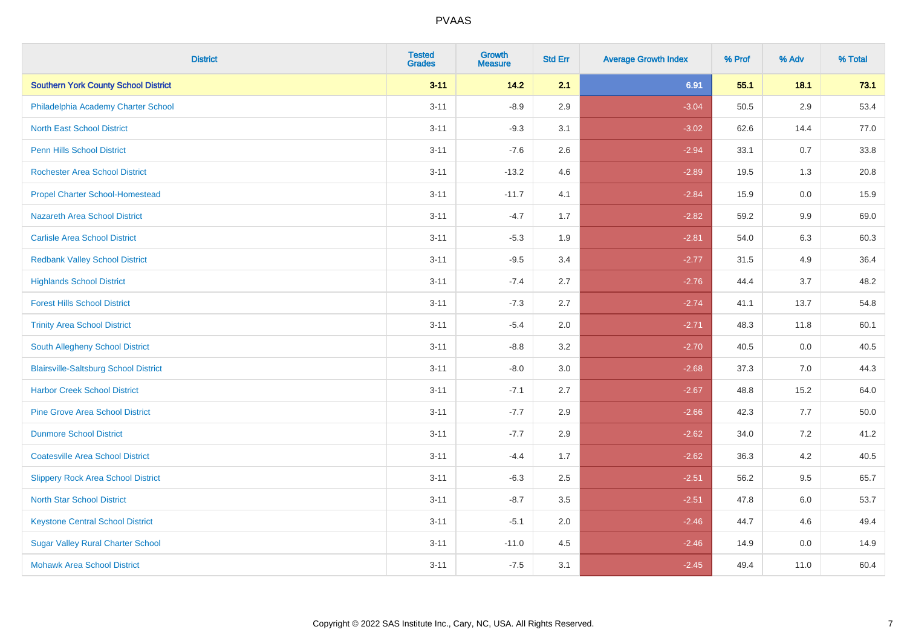PVAAS

| District | Tested Grades | Growth Measure | Std Err | Average Growth Index | % Prof | % Adv | % Total |
|---|---|---|---|---|---|---|---|
| **Southern York County School District** | **3-11** | **14.2** | **2.1** | **6.91** | **55.1** | **18.1** | **73.1** |
| Philadelphia Academy Charter School | 3-11 | -8.9 | 2.9 | -3.04 | 50.5 | 2.9 | 53.4 |
| North East School District | 3-11 | -9.3 | 3.1 | -3.02 | 62.6 | 14.4 | 77.0 |
| Penn Hills School District | 3-11 | -7.6 | 2.6 | -2.94 | 33.1 | 0.7 | 33.8 |
| Rochester Area School District | 3-11 | -13.2 | 4.6 | -2.89 | 19.5 | 1.3 | 20.8 |
| Propel Charter School-Homestead | 3-11 | -11.7 | 4.1 | -2.84 | 15.9 | 0.0 | 15.9 |
| Nazareth Area School District | 3-11 | -4.7 | 1.7 | -2.82 | 59.2 | 9.9 | 69.0 |
| Carlisle Area School District | 3-11 | -5.3 | 1.9 | -2.81 | 54.0 | 6.3 | 60.3 |
| Redbank Valley School District | 3-11 | -9.5 | 3.4 | -2.77 | 31.5 | 4.9 | 36.4 |
| Highlands School District | 3-11 | -7.4 | 2.7 | -2.76 | 44.4 | 3.7 | 48.2 |
| Forest Hills School District | 3-11 | -7.3 | 2.7 | -2.74 | 41.1 | 13.7 | 54.8 |
| Trinity Area School District | 3-11 | -5.4 | 2.0 | -2.71 | 48.3 | 11.8 | 60.1 |
| South Allegheny School District | 3-11 | -8.8 | 3.2 | -2.70 | 40.5 | 0.0 | 40.5 |
| Blairsville-Saltsburg School District | 3-11 | -8.0 | 3.0 | -2.68 | 37.3 | 7.0 | 44.3 |
| Harbor Creek School District | 3-11 | -7.1 | 2.7 | -2.67 | 48.8 | 15.2 | 64.0 |
| Pine Grove Area School District | 3-11 | -7.7 | 2.9 | -2.66 | 42.3 | 7.7 | 50.0 |
| Dunmore School District | 3-11 | -7.7 | 2.9 | -2.62 | 34.0 | 7.2 | 41.2 |
| Coatesville Area School District | 3-11 | -4.4 | 1.7 | -2.62 | 36.3 | 4.2 | 40.5 |
| Slippery Rock Area School District | 3-11 | -6.3 | 2.5 | -2.51 | 56.2 | 9.5 | 65.7 |
| North Star School District | 3-11 | -8.7 | 3.5 | -2.51 | 47.8 | 6.0 | 53.7 |
| Keystone Central School District | 3-11 | -5.1 | 2.0 | -2.46 | 44.7 | 4.6 | 49.4 |
| Sugar Valley Rural Charter School | 3-11 | -11.0 | 4.5 | -2.46 | 14.9 | 0.0 | 14.9 |
| Mohawk Area School District | 3-11 | -7.5 | 3.1 | -2.45 | 49.4 | 11.0 | 60.4 |

Copyright © 2022 SAS Institute Inc., Cary, NC, USA. All Rights Reserved.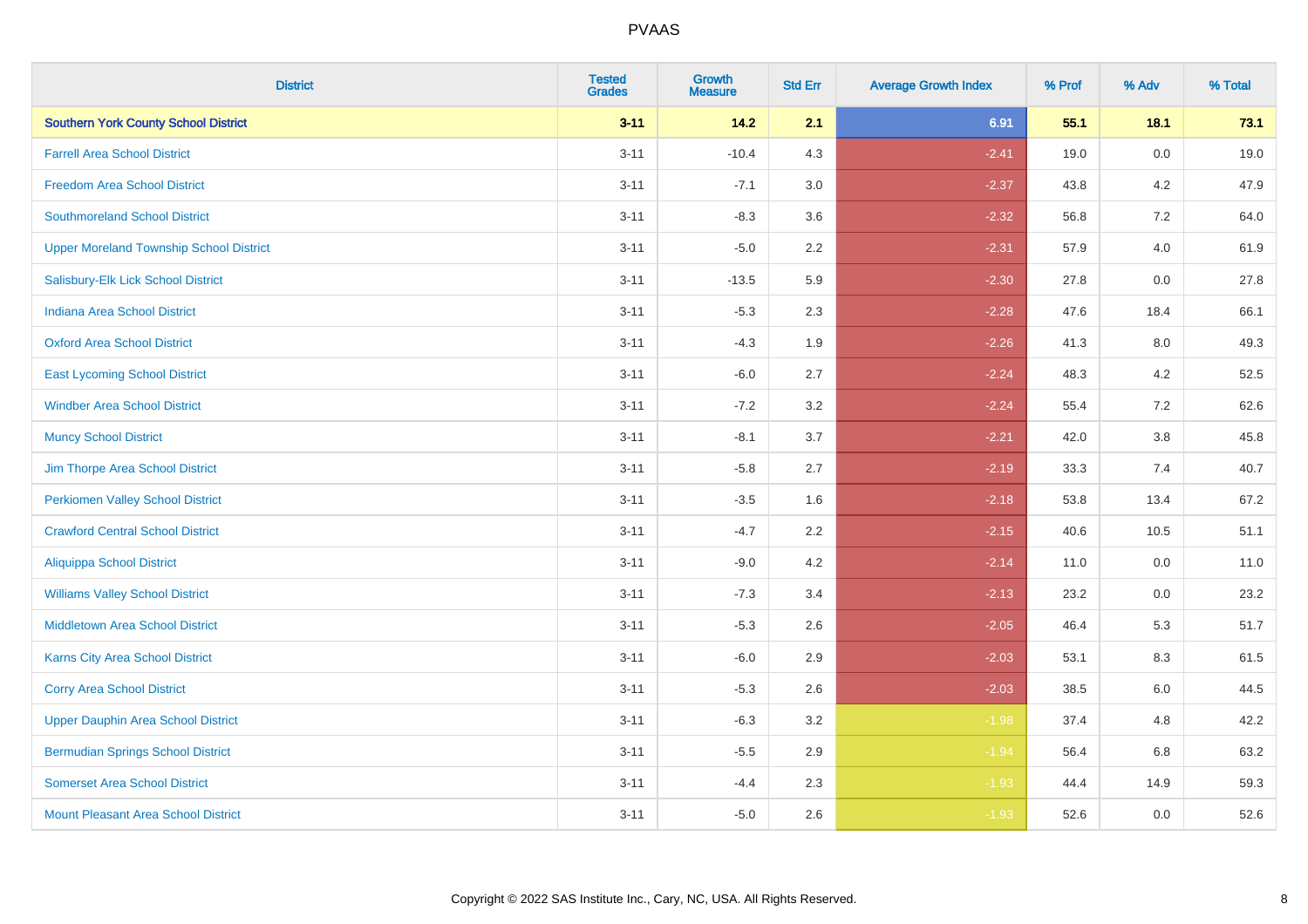PVAAS

| District | Tested Grades | Growth Measure | Std Err | Average Growth Index | % Prof | % Adv | % Total |
|---|---|---|---|---|---|---|---|
| **Southern York County School District** | **3-11** | **14.2** | **2.1** | **6.91** | **55.1** | **18.1** | **73.1** |
| Farrell Area School District | 3-11 | -10.4 | 4.3 | -2.41 | 19.0 | 0.0 | 19.0 |
| Freedom Area School District | 3-11 | -7.1 | 3.0 | -2.37 | 43.8 | 4.2 | 47.9 |
| Southmoreland School District | 3-11 | -8.3 | 3.6 | -2.32 | 56.8 | 7.2 | 64.0 |
| Upper Moreland Township School District | 3-11 | -5.0 | 2.2 | -2.31 | 57.9 | 4.0 | 61.9 |
| Salisbury-Elk Lick School District | 3-11 | -13.5 | 5.9 | -2.30 | 27.8 | 0.0 | 27.8 |
| Indiana Area School District | 3-11 | -5.3 | 2.3 | -2.28 | 47.6 | 18.4 | 66.1 |
| Oxford Area School District | 3-11 | -4.3 | 1.9 | -2.26 | 41.3 | 8.0 | 49.3 |
| East Lycoming School District | 3-11 | -6.0 | 2.7 | -2.24 | 48.3 | 4.2 | 52.5 |
| Windber Area School District | 3-11 | -7.2 | 3.2 | -2.24 | 55.4 | 7.2 | 62.6 |
| Muncy School District | 3-11 | -8.1 | 3.7 | -2.21 | 42.0 | 3.8 | 45.8 |
| Jim Thorpe Area School District | 3-11 | -5.8 | 2.7 | -2.19 | 33.3 | 7.4 | 40.7 |
| Perkiomen Valley School District | 3-11 | -3.5 | 1.6 | -2.18 | 53.8 | 13.4 | 67.2 |
| Crawford Central School District | 3-11 | -4.7 | 2.2 | -2.15 | 40.6 | 10.5 | 51.1 |
| Aliquippa School District | 3-11 | -9.0 | 4.2 | -2.14 | 11.0 | 0.0 | 11.0 |
| Williams Valley School District | 3-11 | -7.3 | 3.4 | -2.13 | 23.2 | 0.0 | 23.2 |
| Middletown Area School District | 3-11 | -5.3 | 2.6 | -2.05 | 46.4 | 5.3 | 51.7 |
| Karns City Area School District | 3-11 | -6.0 | 2.9 | -2.03 | 53.1 | 8.3 | 61.5 |
| Corry Area School District | 3-11 | -5.3 | 2.6 | -2.03 | 38.5 | 6.0 | 44.5 |
| Upper Dauphin Area School District | 3-11 | -6.3 | 3.2 | -1.98 | 37.4 | 4.8 | 42.2 |
| Bermudian Springs School District | 3-11 | -5.5 | 2.9 | -1.94 | 56.4 | 6.8 | 63.2 |
| Somerset Area School District | 3-11 | -4.4 | 2.3 | -1.93 | 44.4 | 14.9 | 59.3 |
| Mount Pleasant Area School District | 3-11 | -5.0 | 2.6 | -1.93 | 52.6 | 0.0 | 52.6 |

Copyright © 2022 SAS Institute Inc., Cary, NC, USA. All Rights Reserved.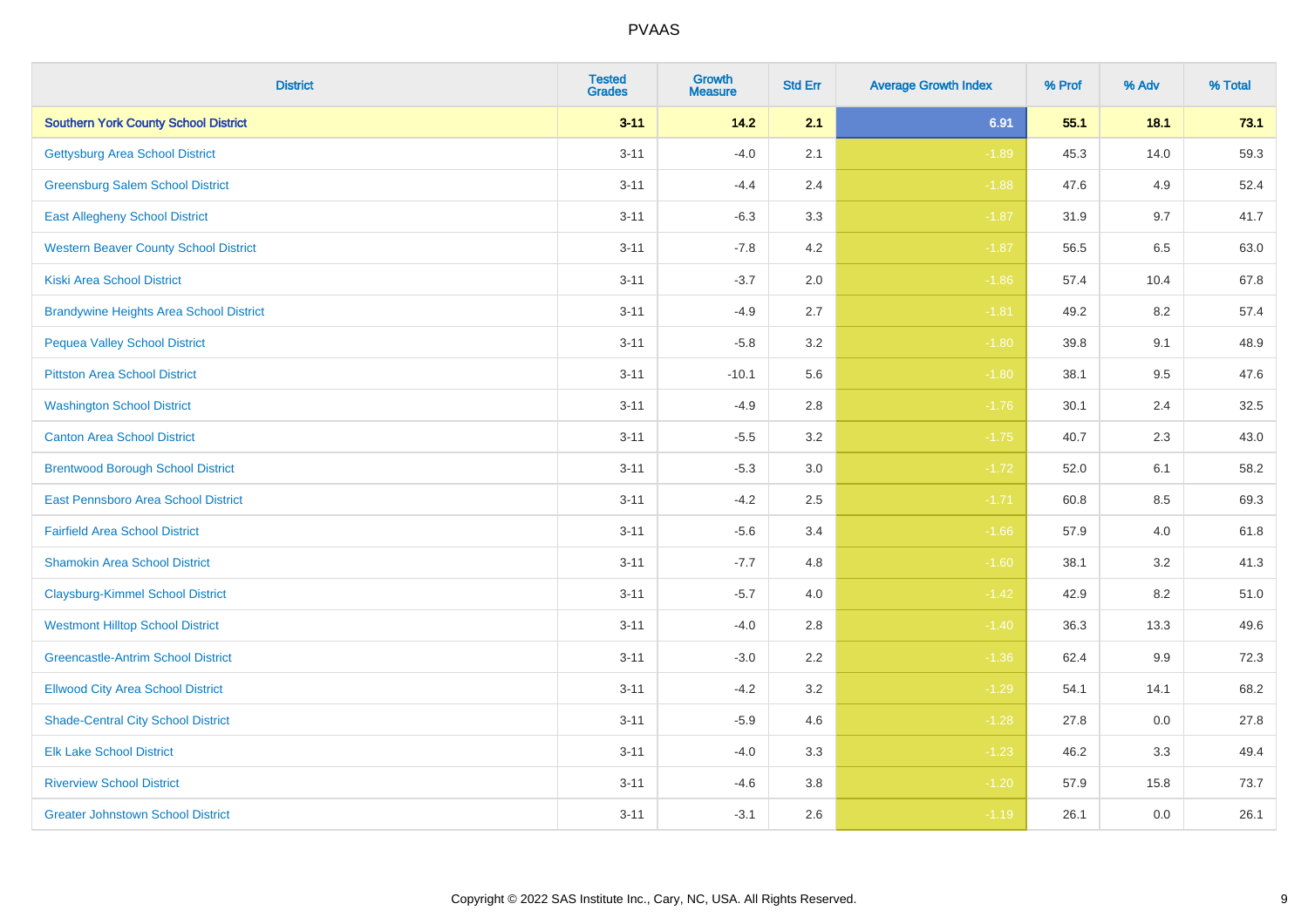# PVAAS

| District | Tested Grades | Growth Measure | Std Err | Average Growth Index | % Prof | % Adv | % Total |
|---|---|---|---|---|---|---|---|
| **Southern York County School District** | **3-11** | **14.2** | **2.1** | **6.91** | **55.1** | **18.1** | **73.1** |
| Gettysburg Area School District | 3-11 | -4.0 | 2.1 | -1.89 | 45.3 | 14.0 | 59.3 |
| Greensburg Salem School District | 3-11 | -4.4 | 2.4 | -1.88 | 47.6 | 4.9 | 52.4 |
| East Allegheny School District | 3-11 | -6.3 | 3.3 | -1.87 | 31.9 | 9.7 | 41.7 |
| Western Beaver County School District | 3-11 | -7.8 | 4.2 | -1.87 | 56.5 | 6.5 | 63.0 |
| Kiski Area School District | 3-11 | -3.7 | 2.0 | -1.86 | 57.4 | 10.4 | 67.8 |
| Brandywine Heights Area School District | 3-11 | -4.9 | 2.7 | -1.81 | 49.2 | 8.2 | 57.4 |
| Pequea Valley School District | 3-11 | -5.8 | 3.2 | -1.80 | 39.8 | 9.1 | 48.9 |
| Pittston Area School District | 3-11 | -10.1 | 5.6 | -1.80 | 38.1 | 9.5 | 47.6 |
| Washington School District | 3-11 | -4.9 | 2.8 | -1.76 | 30.1 | 2.4 | 32.5 |
| Canton Area School District | 3-11 | -5.5 | 3.2 | -1.75 | 40.7 | 2.3 | 43.0 |
| Brentwood Borough School District | 3-11 | -5.3 | 3.0 | -1.72 | 52.0 | 6.1 | 58.2 |
| East Pennsboro Area School District | 3-11 | -4.2 | 2.5 | -1.71 | 60.8 | 8.5 | 69.3 |
| Fairfield Area School District | 3-11 | -5.6 | 3.4 | -1.66 | 57.9 | 4.0 | 61.8 |
| Shamokin Area School District | 3-11 | -7.7 | 4.8 | -1.60 | 38.1 | 3.2 | 41.3 |
| Claysburg-Kimmel School District | 3-11 | -5.7 | 4.0 | -1.42 | 42.9 | 8.2 | 51.0 |
| Westmont Hilltop School District | 3-11 | -4.0 | 2.8 | -1.40 | 36.3 | 13.3 | 49.6 |
| Greencastle-Antrim School District | 3-11 | -3.0 | 2.2 | -1.36 | 62.4 | 9.9 | 72.3 |
| Ellwood City Area School District | 3-11 | -4.2 | 3.2 | -1.29 | 54.1 | 14.1 | 68.2 |
| Shade-Central City School District | 3-11 | -5.9 | 4.6 | -1.28 | 27.8 | 0.0 | 27.8 |
| Elk Lake School District | 3-11 | -4.0 | 3.3 | -1.23 | 46.2 | 3.3 | 49.4 |
| Riverview School District | 3-11 | -4.6 | 3.8 | -1.20 | 57.9 | 15.8 | 73.7 |
| Greater Johnstown School District | 3-11 | -3.1 | 2.6 | -1.19 | 26.1 | 0.0 | 26.1 |

Copyright © 2022 SAS Institute Inc., Cary, NC, USA. All Rights Reserved.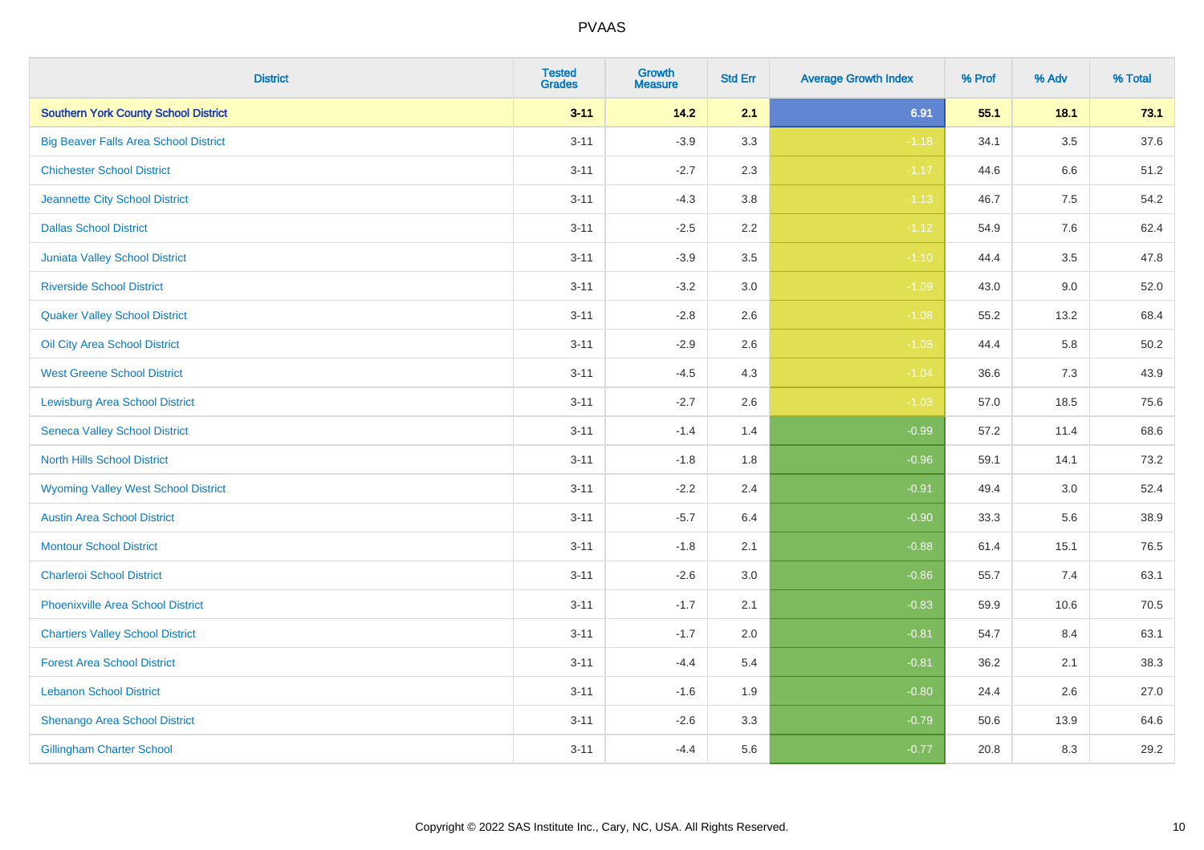# PVAAS

| District | Tested Grades | Growth Measure | Std Err | Average Growth Index | % Prof | % Adv | % Total |
|---|---|---|---|---|---|---|---|
| **Southern York County School District** | **3-11** | **14.2** | **2.1** | **6.91** | **55.1** | **18.1** | **73.1** |
| Big Beaver Falls Area School District | 3-11 | -3.9 | 3.3 | -1.18 | 34.1 | 3.5 | 37.6 |
| Chichester School District | 3-11 | -2.7 | 2.3 | -1.17 | 44.6 | 6.6 | 51.2 |
| Jeannette City School District | 3-11 | -4.3 | 3.8 | -1.13 | 46.7 | 7.5 | 54.2 |
| Dallas School District | 3-11 | -2.5 | 2.2 | -1.12 | 54.9 | 7.6 | 62.4 |
| Juniata Valley School District | 3-11 | -3.9 | 3.5 | -1.10 | 44.4 | 3.5 | 47.8 |
| Riverside School District | 3-11 | -3.2 | 3.0 | -1.09 | 43.0 | 9.0 | 52.0 |
| Quaker Valley School District | 3-11 | -2.8 | 2.6 | -1.08 | 55.2 | 13.2 | 68.4 |
| Oil City Area School District | 3-11 | -2.9 | 2.6 | -1.08 | 44.4 | 5.8 | 50.2 |
| West Greene School District | 3-11 | -4.5 | 4.3 | -1.04 | 36.6 | 7.3 | 43.9 |
| Lewisburg Area School District | 3-11 | -2.7 | 2.6 | -1.03 | 57.0 | 18.5 | 75.6 |
| Seneca Valley School District | 3-11 | -1.4 | 1.4 | -0.99 | 57.2 | 11.4 | 68.6 |
| North Hills School District | 3-11 | -1.8 | 1.8 | -0.96 | 59.1 | 14.1 | 73.2 |
| Wyoming Valley West School District | 3-11 | -2.2 | 2.4 | -0.91 | 49.4 | 3.0 | 52.4 |
| Austin Area School District | 3-11 | -5.7 | 6.4 | -0.90 | 33.3 | 5.6 | 38.9 |
| Montour School District | 3-11 | -1.8 | 2.1 | -0.88 | 61.4 | 15.1 | 76.5 |
| Charleroi School District | 3-11 | -2.6 | 3.0 | -0.86 | 55.7 | 7.4 | 63.1 |
| Phoenixville Area School District | 3-11 | -1.7 | 2.1 | -0.83 | 59.9 | 10.6 | 70.5 |
| Chartiers Valley School District | 3-11 | -1.7 | 2.0 | -0.81 | 54.7 | 8.4 | 63.1 |
| Forest Area School District | 3-11 | -4.4 | 5.4 | -0.81 | 36.2 | 2.1 | 38.3 |
| Lebanon School District | 3-11 | -1.6 | 1.9 | -0.80 | 24.4 | 2.6 | 27.0 |
| Shenango Area School District | 3-11 | -2.6 | 3.3 | -0.79 | 50.6 | 13.9 | 64.6 |
| Gillingham Charter School | 3-11 | -4.4 | 5.6 | -0.77 | 20.8 | 8.3 | 29.2 |

Copyright © 2022 SAS Institute Inc., Cary, NC, USA. All Rights Reserved.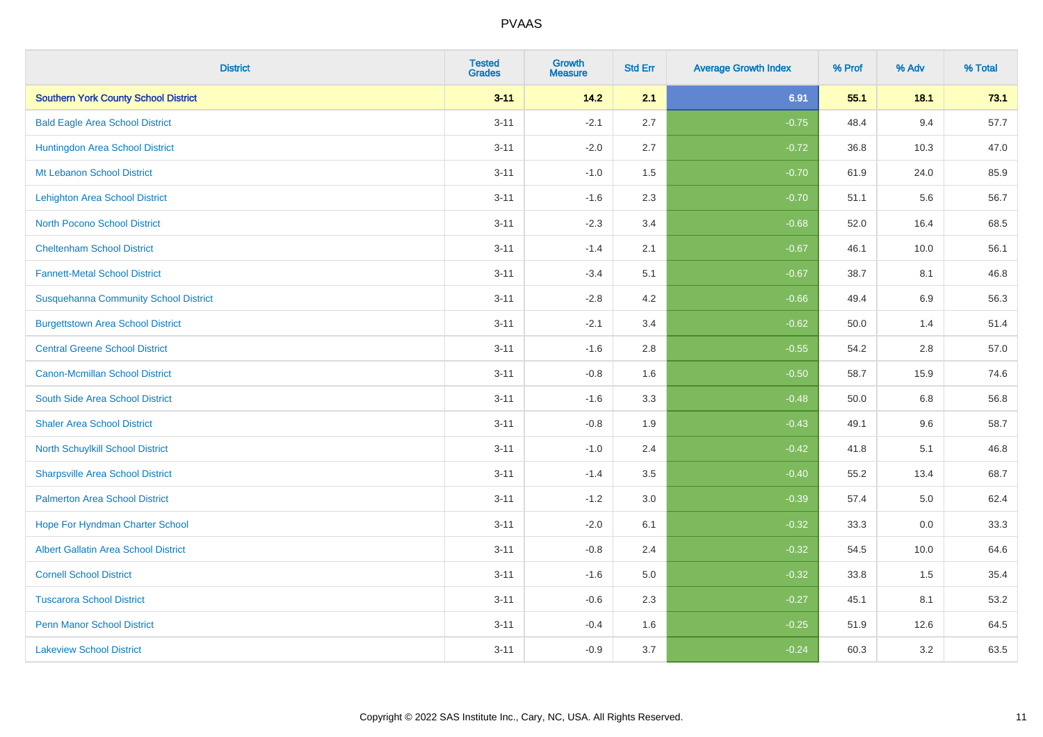| District | Tested Grades | Growth Measure | Std Err | Average Growth Index | % Prof | % Adv | % Total |
|---|---|---|---|---|---|---|---|
| **Southern York County School District** | **3-11** | **14.2** | **2.1** | **6.91** | **55.1** | **18.1** | **73.1** |
| Bald Eagle Area School District | 3-11 | -2.1 | 2.7 | -0.75 | 48.4 | 9.4 | 57.7 |
| Huntingdon Area School District | 3-11 | -2.0 | 2.7 | -0.72 | 36.8 | 10.3 | 47.0 |
| Mt Lebanon School District | 3-11 | -1.0 | 1.5 | -0.70 | 61.9 | 24.0 | 85.9 |
| Lehighton Area School District | 3-11 | -1.6 | 2.3 | -0.70 | 51.1 | 5.6 | 56.7 |
| North Pocono School District | 3-11 | -2.3 | 3.4 | -0.68 | 52.0 | 16.4 | 68.5 |
| Cheltenham School District | 3-11 | -1.4 | 2.1 | -0.67 | 46.1 | 10.0 | 56.1 |
| Fannett-Metal School District | 3-11 | -3.4 | 5.1 | -0.67 | 38.7 | 8.1 | 46.8 |
| Susquehanna Community School District | 3-11 | -2.8 | 4.2 | -0.66 | 49.4 | 6.9 | 56.3 |
| Burgettstown Area School District | 3-11 | -2.1 | 3.4 | -0.62 | 50.0 | 1.4 | 51.4 |
| Central Greene School District | 3-11 | -1.6 | 2.8 | -0.55 | 54.2 | 2.8 | 57.0 |
| Canon-Mcmillan School District | 3-11 | -0.8 | 1.6 | -0.50 | 58.7 | 15.9 | 74.6 |
| South Side Area School District | 3-11 | -1.6 | 3.3 | -0.48 | 50.0 | 6.8 | 56.8 |
| Shaler Area School District | 3-11 | -0.8 | 1.9 | -0.43 | 49.1 | 9.6 | 58.7 |
| North Schuylkill School District | 3-11 | -1.0 | 2.4 | -0.42 | 41.8 | 5.1 | 46.8 |
| Sharpsville Area School District | 3-11 | -1.4 | 3.5 | -0.40 | 55.2 | 13.4 | 68.7 |
| Palmerton Area School District | 3-11 | -1.2 | 3.0 | -0.39 | 57.4 | 5.0 | 62.4 |
| Hope For Hyndman Charter School | 3-11 | -2.0 | 6.1 | -0.32 | 33.3 | 0.0 | 33.3 |
| Albert Gallatin Area School District | 3-11 | -0.8 | 2.4 | -0.32 | 54.5 | 10.0 | 64.6 |
| Cornell School District | 3-11 | -1.6 | 5.0 | -0.32 | 33.8 | 1.5 | 35.4 |
| Tuscarora School District | 3-11 | -0.6 | 2.3 | -0.27 | 45.1 | 8.1 | 53.2 |
| Penn Manor School District | 3-11 | -0.4 | 1.6 | -0.25 | 51.9 | 12.6 | 64.5 |
| Lakeview School District | 3-11 | -0.9 | 3.7 | -0.24 | 60.3 | 3.2 | 63.5 |

Copyright © 2022 SAS Institute Inc., Cary, NC, USA. All Rights Reserved.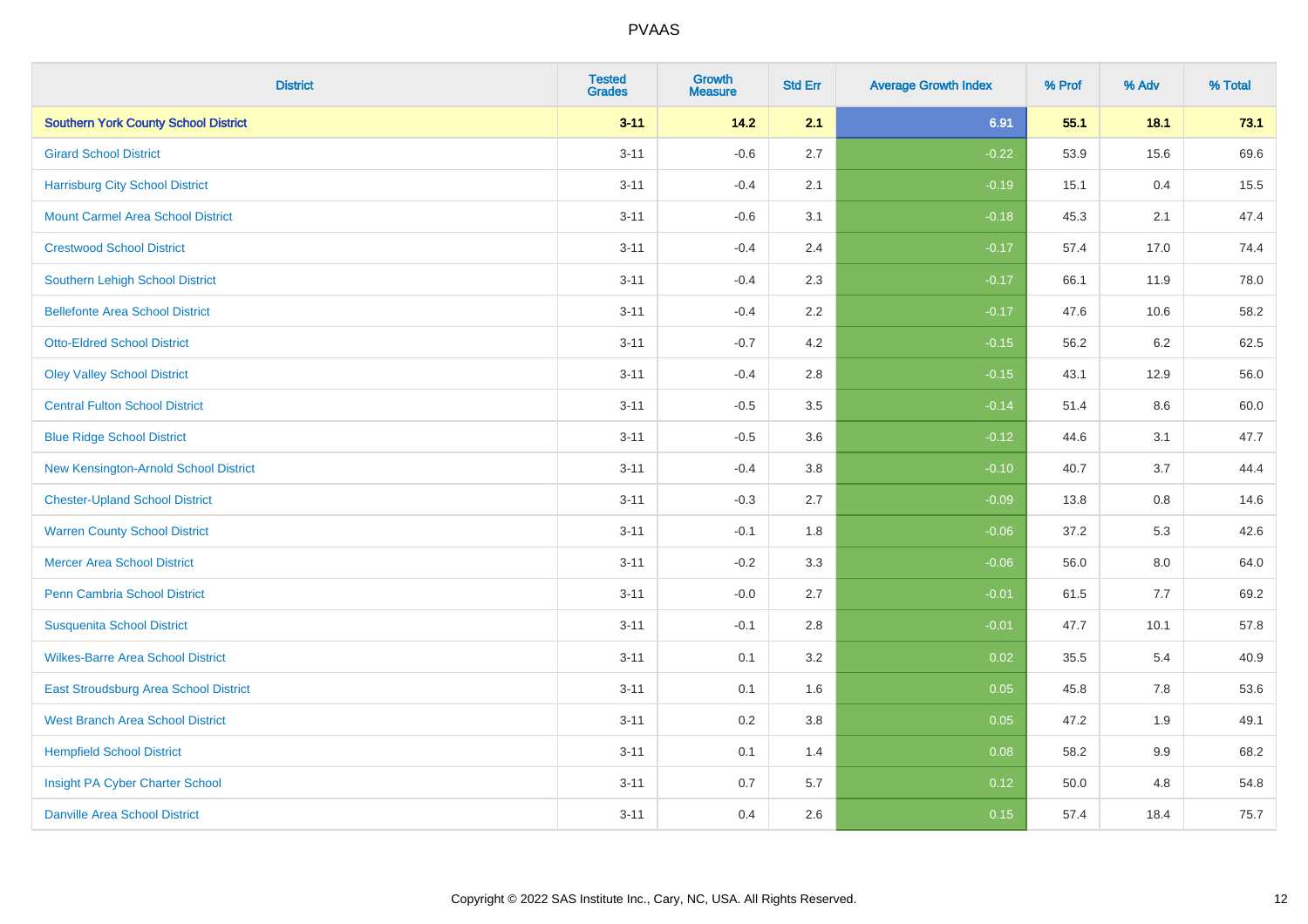PVAAS

| District | Tested Grades | Growth Measure | Std Err | Average Growth Index | % Prof | % Adv | % Total |
|---|---|---|---|---|---|---|---|
| **Southern York County School District** | **3-11** | **14.2** | **2.1** | **6.91** | **55.1** | **18.1** | **73.1** |
| Girard School District | 3-11 | -0.6 | 2.7 | -0.22 | 53.9 | 15.6 | 69.6 |
| Harrisburg City School District | 3-11 | -0.4 | 2.1 | -0.19 | 15.1 | 0.4 | 15.5 |
| Mount Carmel Area School District | 3-11 | -0.6 | 3.1 | -0.18 | 45.3 | 2.1 | 47.4 |
| Crestwood School District | 3-11 | -0.4 | 2.4 | -0.17 | 57.4 | 17.0 | 74.4 |
| Southern Lehigh School District | 3-11 | -0.4 | 2.3 | -0.17 | 66.1 | 11.9 | 78.0 |
| Bellefonte Area School District | 3-11 | -0.4 | 2.2 | -0.17 | 47.6 | 10.6 | 58.2 |
| Otto-Eldred School District | 3-11 | -0.7 | 4.2 | -0.15 | 56.2 | 6.2 | 62.5 |
| Oley Valley School District | 3-11 | -0.4 | 2.8 | -0.15 | 43.1 | 12.9 | 56.0 |
| Central Fulton School District | 3-11 | -0.5 | 3.5 | -0.14 | 51.4 | 8.6 | 60.0 |
| Blue Ridge School District | 3-11 | -0.5 | 3.6 | -0.12 | 44.6 | 3.1 | 47.7 |
| New Kensington-Arnold School District | 3-11 | -0.4 | 3.8 | -0.10 | 40.7 | 3.7 | 44.4 |
| Chester-Upland School District | 3-11 | -0.3 | 2.7 | -0.09 | 13.8 | 0.8 | 14.6 |
| Warren County School District | 3-11 | -0.1 | 1.8 | -0.06 | 37.2 | 5.3 | 42.6 |
| Mercer Area School District | 3-11 | -0.2 | 3.3 | -0.06 | 56.0 | 8.0 | 64.0 |
| Penn Cambria School District | 3-11 | -0.0 | 2.7 | -0.01 | 61.5 | 7.7 | 69.2 |
| Susquenita School District | 3-11 | -0.1 | 2.8 | -0.01 | 47.7 | 10.1 | 57.8 |
| Wilkes-Barre Area School District | 3-11 | 0.1 | 3.2 | 0.02 | 35.5 | 5.4 | 40.9 |
| East Stroudsburg Area School District | 3-11 | 0.1 | 1.6 | 0.05 | 45.8 | 7.8 | 53.6 |
| West Branch Area School District | 3-11 | 0.2 | 3.8 | 0.05 | 47.2 | 1.9 | 49.1 |
| Hempfield School District | 3-11 | 0.1 | 1.4 | 0.08 | 58.2 | 9.9 | 68.2 |
| Insight PA Cyber Charter School | 3-11 | 0.7 | 5.7 | 0.12 | 50.0 | 4.8 | 54.8 |
| Danville Area School District | 3-11 | 0.4 | 2.6 | 0.15 | 57.4 | 18.4 | 75.7 |

Copyright © 2022 SAS Institute Inc., Cary, NC, USA. All Rights Reserved.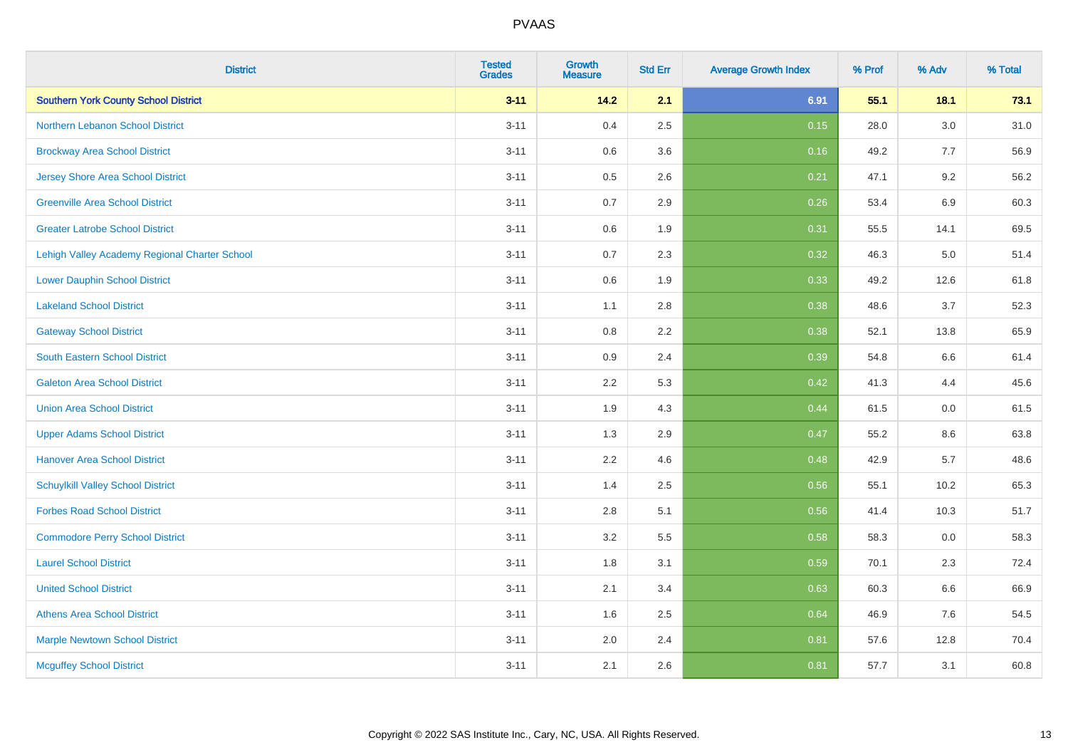# PVAAS

| District | Tested Grades | Growth Measure | Std Err | Average Growth Index | % Prof | % Adv | % Total |
|---|---|---|---|---|---|---|---|
| **Southern York County School District** | **3-11** | **14.2** | **2.1** | **6.91** | **55.1** | **18.1** | **73.1** |
| Northern Lebanon School District | 3-11 | 0.4 | 2.5 | 0.15 | 28.0 | 3.0 | 31.0 |
| Brockway Area School District | 3-11 | 0.6 | 3.6 | 0.16 | 49.2 | 7.7 | 56.9 |
| Jersey Shore Area School District | 3-11 | 0.5 | 2.6 | 0.21 | 47.1 | 9.2 | 56.2 |
| Greenville Area School District | 3-11 | 0.7 | 2.9 | 0.26 | 53.4 | 6.9 | 60.3 |
| Greater Latrobe School District | 3-11 | 0.6 | 1.9 | 0.31 | 55.5 | 14.1 | 69.5 |
| Lehigh Valley Academy Regional Charter School | 3-11 | 0.7 | 2.3 | 0.32 | 46.3 | 5.0 | 51.4 |
| Lower Dauphin School District | 3-11 | 0.6 | 1.9 | 0.33 | 49.2 | 12.6 | 61.8 |
| Lakeland School District | 3-11 | 1.1 | 2.8 | 0.38 | 48.6 | 3.7 | 52.3 |
| Gateway School District | 3-11 | 0.8 | 2.2 | 0.38 | 52.1 | 13.8 | 65.9 |
| South Eastern School District | 3-11 | 0.9 | 2.4 | 0.39 | 54.8 | 6.6 | 61.4 |
| Galeton Area School District | 3-11 | 2.2 | 5.3 | 0.42 | 41.3 | 4.4 | 45.6 |
| Union Area School District | 3-11 | 1.9 | 4.3 | 0.44 | 61.5 | 0.0 | 61.5 |
| Upper Adams School District | 3-11 | 1.3 | 2.9 | 0.47 | 55.2 | 8.6 | 63.8 |
| Hanover Area School District | 3-11 | 2.2 | 4.6 | 0.48 | 42.9 | 5.7 | 48.6 |
| Schuylkill Valley School District | 3-11 | 1.4 | 2.5 | 0.56 | 55.1 | 10.2 | 65.3 |
| Forbes Road School District | 3-11 | 2.8 | 5.1 | 0.56 | 41.4 | 10.3 | 51.7 |
| Commodore Perry School District | 3-11 | 3.2 | 5.5 | 0.58 | 58.3 | 0.0 | 58.3 |
| Laurel School District | 3-11 | 1.8 | 3.1 | 0.59 | 70.1 | 2.3 | 72.4 |
| United School District | 3-11 | 2.1 | 3.4 | 0.63 | 60.3 | 6.6 | 66.9 |
| Athens Area School District | 3-11 | 1.6 | 2.5 | 0.64 | 46.9 | 7.6 | 54.5 |
| Marple Newtown School District | 3-11 | 2.0 | 2.4 | 0.81 | 57.6 | 12.8 | 70.4 |
| Mcguffey School District | 3-11 | 2.1 | 2.6 | 0.81 | 57.7 | 3.1 | 60.8 |

Copyright © 2022 SAS Institute Inc., Cary, NC, USA. All Rights Reserved.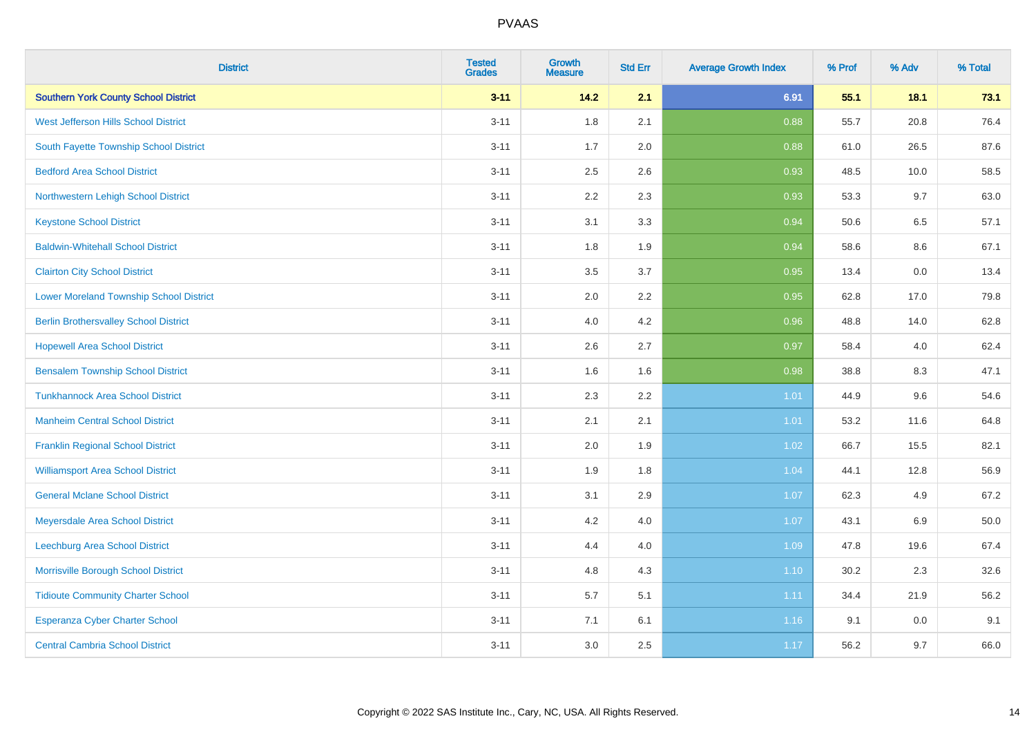# PVAAS

| District | Tested Grades | Growth Measure | Std Err | Average Growth Index | % Prof | % Adv | % Total |
|---|---|---|---|---|---|---|---|
| **Southern York County School District** | **3-11** | **14.2** | **2.1** | **6.91** | **55.1** | **18.1** | **73.1** |
| West Jefferson Hills School District | 3-11 | 1.8 | 2.1 | 0.88 | 55.7 | 20.8 | 76.4 |
| South Fayette Township School District | 3-11 | 1.7 | 2.0 | 0.88 | 61.0 | 26.5 | 87.6 |
| Bedford Area School District | 3-11 | 2.5 | 2.6 | 0.93 | 48.5 | 10.0 | 58.5 |
| Northwestern Lehigh School District | 3-11 | 2.2 | 2.3 | 0.93 | 53.3 | 9.7 | 63.0 |
| Keystone School District | 3-11 | 3.1 | 3.3 | 0.94 | 50.6 | 6.5 | 57.1 |
| Baldwin-Whitehall School District | 3-11 | 1.8 | 1.9 | 0.94 | 58.6 | 8.6 | 67.1 |
| Clairton City School District | 3-11 | 3.5 | 3.7 | 0.95 | 13.4 | 0.0 | 13.4 |
| Lower Moreland Township School District | 3-11 | 2.0 | 2.2 | 0.95 | 62.8 | 17.0 | 79.8 |
| Berlin Brothersvalley School District | 3-11 | 4.0 | 4.2 | 0.96 | 48.8 | 14.0 | 62.8 |
| Hopewell Area School District | 3-11 | 2.6 | 2.7 | 0.97 | 58.4 | 4.0 | 62.4 |
| Bensalem Township School District | 3-11 | 1.6 | 1.6 | 0.98 | 38.8 | 8.3 | 47.1 |
| Tunkhannock Area School District | 3-11 | 2.3 | 2.2 | 1.01 | 44.9 | 9.6 | 54.6 |
| Manheim Central School District | 3-11 | 2.1 | 2.1 | 1.01 | 53.2 | 11.6 | 64.8 |
| Franklin Regional School District | 3-11 | 2.0 | 1.9 | 1.02 | 66.7 | 15.5 | 82.1 |
| Williamsport Area School District | 3-11 | 1.9 | 1.8 | 1.04 | 44.1 | 12.8 | 56.9 |
| General Mclane School District | 3-11 | 3.1 | 2.9 | 1.07 | 62.3 | 4.9 | 67.2 |
| Meyersdale Area School District | 3-11 | 4.2 | 4.0 | 1.07 | 43.1 | 6.9 | 50.0 |
| Leechburg Area School District | 3-11 | 4.4 | 4.0 | 1.09 | 47.8 | 19.6 | 67.4 |
| Morrisville Borough School District | 3-11 | 4.8 | 4.3 | 1.10 | 30.2 | 2.3 | 32.6 |
| Tidioute Community Charter School | 3-11 | 5.7 | 5.1 | 1.11 | 34.4 | 21.9 | 56.2 |
| Esperanza Cyber Charter School | 3-11 | 7.1 | 6.1 | 1.16 | 9.1 | 0.0 | 9.1 |
| Central Cambria School District | 3-11 | 3.0 | 2.5 | 1.17 | 56.2 | 9.7 | 66.0 |

Copyright © 2022 SAS Institute Inc., Cary, NC, USA. All Rights Reserved.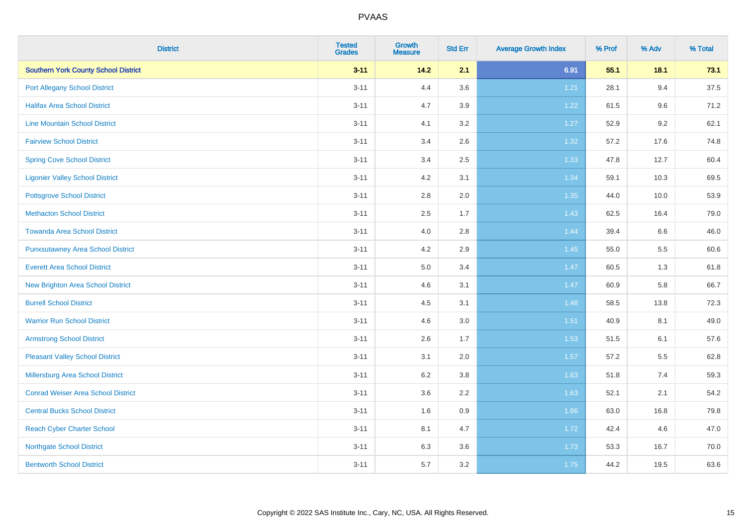# PVAAS

| District | Tested Grades | Growth Measure | Std Err | Average Growth Index | % Prof | % Adv | % Total |
|---|---|---|---|---|---|---|---|
| **Southern York County School District** | **3-11** | **14.2** | **2.1** | **6.91** | **55.1** | **18.1** | **73.1** |
| Port Allegany School District | 3-11 | 4.4 | 3.6 | 1.21 | 28.1 | 9.4 | 37.5 |
| Halifax Area School District | 3-11 | 4.7 | 3.9 | 1.22 | 61.5 | 9.6 | 71.2 |
| Line Mountain School District | 3-11 | 4.1 | 3.2 | 1.27 | 52.9 | 9.2 | 62.1 |
| Fairview School District | 3-11 | 3.4 | 2.6 | 1.32 | 57.2 | 17.6 | 74.8 |
| Spring Cove School District | 3-11 | 3.4 | 2.5 | 1.33 | 47.8 | 12.7 | 60.4 |
| Ligonier Valley School District | 3-11 | 4.2 | 3.1 | 1.34 | 59.1 | 10.3 | 69.5 |
| Pottsgrove School District | 3-11 | 2.8 | 2.0 | 1.35 | 44.0 | 10.0 | 53.9 |
| Methacton School District | 3-11 | 2.5 | 1.7 | 1.43 | 62.5 | 16.4 | 79.0 |
| Towanda Area School District | 3-11 | 4.0 | 2.8 | 1.44 | 39.4 | 6.6 | 46.0 |
| Punxsutawney Area School District | 3-11 | 4.2 | 2.9 | 1.45 | 55.0 | 5.5 | 60.6 |
| Everett Area School District | 3-11 | 5.0 | 3.4 | 1.47 | 60.5 | 1.3 | 61.8 |
| New Brighton Area School District | 3-11 | 4.6 | 3.1 | 1.47 | 60.9 | 5.8 | 66.7 |
| Burrell School District | 3-11 | 4.5 | 3.1 | 1.48 | 58.5 | 13.8 | 72.3 |
| Warrior Run School District | 3-11 | 4.6 | 3.0 | 1.51 | 40.9 | 8.1 | 49.0 |
| Armstrong School District | 3-11 | 2.6 | 1.7 | 1.53 | 51.5 | 6.1 | 57.6 |
| Pleasant Valley School District | 3-11 | 3.1 | 2.0 | 1.57 | 57.2 | 5.5 | 62.8 |
| Millersburg Area School District | 3-11 | 6.2 | 3.8 | 1.63 | 51.8 | 7.4 | 59.3 |
| Conrad Weiser Area School District | 3-11 | 3.6 | 2.2 | 1.63 | 52.1 | 2.1 | 54.2 |
| Central Bucks School District | 3-11 | 1.6 | 0.9 | 1.66 | 63.0 | 16.8 | 79.8 |
| Reach Cyber Charter School | 3-11 | 8.1 | 4.7 | 1.72 | 42.4 | 4.6 | 47.0 |
| Northgate School District | 3-11 | 6.3 | 3.6 | 1.73 | 53.3 | 16.7 | 70.0 |
| Bentworth School District | 3-11 | 5.7 | 3.2 | 1.75 | 44.2 | 19.5 | 63.6 |

Copyright © 2022 SAS Institute Inc., Cary, NC, USA. All Rights Reserved.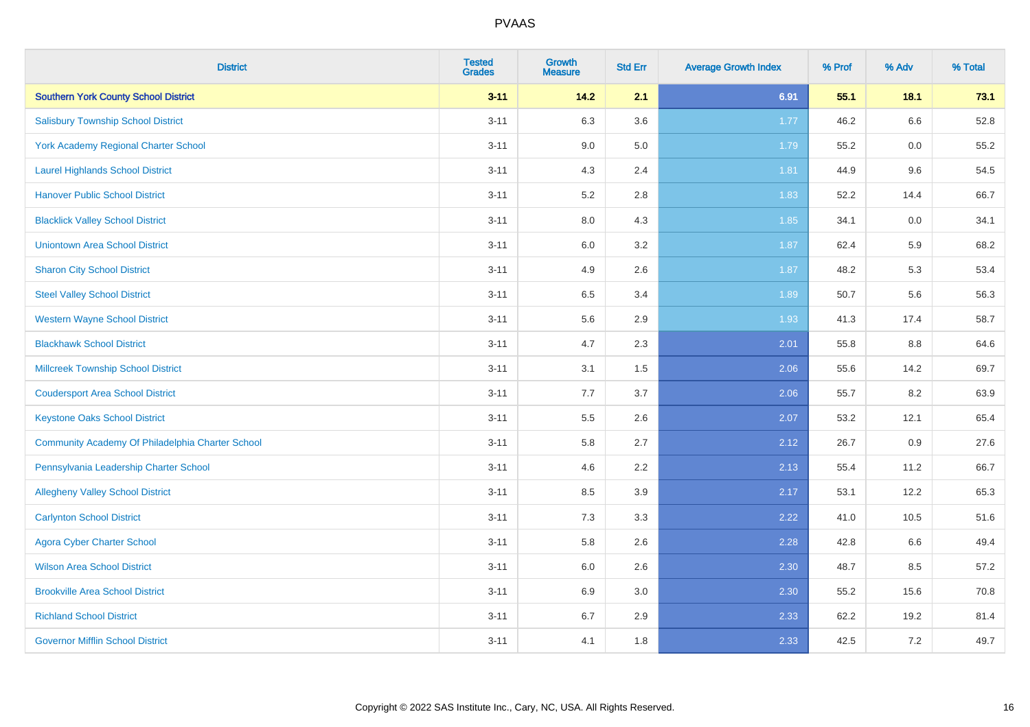PVAAS

| District | Tested Grades | Growth Measure | Std Err | Average Growth Index | % Prof | % Adv | % Total |
|---|---|---|---|---|---|---|---|
| **Southern York County School District** | **3-11** | **14.2** | **2.1** | **6.91** | **55.1** | **18.1** | **73.1** |
| Salisbury Township School District | 3-11 | 6.3 | 3.6 | 1.77 | 46.2 | 6.6 | 52.8 |
| York Academy Regional Charter School | 3-11 | 9.0 | 5.0 | 1.79 | 55.2 | 0.0 | 55.2 |
| Laurel Highlands School District | 3-11 | 4.3 | 2.4 | 1.81 | 44.9 | 9.6 | 54.5 |
| Hanover Public School District | 3-11 | 5.2 | 2.8 | 1.83 | 52.2 | 14.4 | 66.7 |
| Blacklick Valley School District | 3-11 | 8.0 | 4.3 | 1.85 | 34.1 | 0.0 | 34.1 |
| Uniontown Area School District | 3-11 | 6.0 | 3.2 | 1.87 | 62.4 | 5.9 | 68.2 |
| Sharon City School District | 3-11 | 4.9 | 2.6 | 1.87 | 48.2 | 5.3 | 53.4 |
| Steel Valley School District | 3-11 | 6.5 | 3.4 | 1.89 | 50.7 | 5.6 | 56.3 |
| Western Wayne School District | 3-11 | 5.6 | 2.9 | 1.93 | 41.3 | 17.4 | 58.7 |
| Blackhawk School District | 3-11 | 4.7 | 2.3 | 2.01 | 55.8 | 8.8 | 64.6 |
| Millcreek Township School District | 3-11 | 3.1 | 1.5 | 2.06 | 55.6 | 14.2 | 69.7 |
| Coudersport Area School District | 3-11 | 7.7 | 3.7 | 2.06 | 55.7 | 8.2 | 63.9 |
| Keystone Oaks School District | 3-11 | 5.5 | 2.6 | 2.07 | 53.2 | 12.1 | 65.4 |
| Community Academy Of Philadelphia Charter School | 3-11 | 5.8 | 2.7 | 2.12 | 26.7 | 0.9 | 27.6 |
| Pennsylvania Leadership Charter School | 3-11 | 4.6 | 2.2 | 2.13 | 55.4 | 11.2 | 66.7 |
| Allegheny Valley School District | 3-11 | 8.5 | 3.9 | 2.17 | 53.1 | 12.2 | 65.3 |
| Carlynton School District | 3-11 | 7.3 | 3.3 | 2.22 | 41.0 | 10.5 | 51.6 |
| Agora Cyber Charter School | 3-11 | 5.8 | 2.6 | 2.28 | 42.8 | 6.6 | 49.4 |
| Wilson Area School District | 3-11 | 6.0 | 2.6 | 2.30 | 48.7 | 8.5 | 57.2 |
| Brookville Area School District | 3-11 | 6.9 | 3.0 | 2.30 | 55.2 | 15.6 | 70.8 |
| Richland School District | 3-11 | 6.7 | 2.9 | 2.33 | 62.2 | 19.2 | 81.4 |
| Governor Mifflin School District | 3-11 | 4.1 | 1.8 | 2.33 | 42.5 | 7.2 | 49.7 |

Copyright © 2022 SAS Institute Inc., Cary, NC, USA. All Rights Reserved.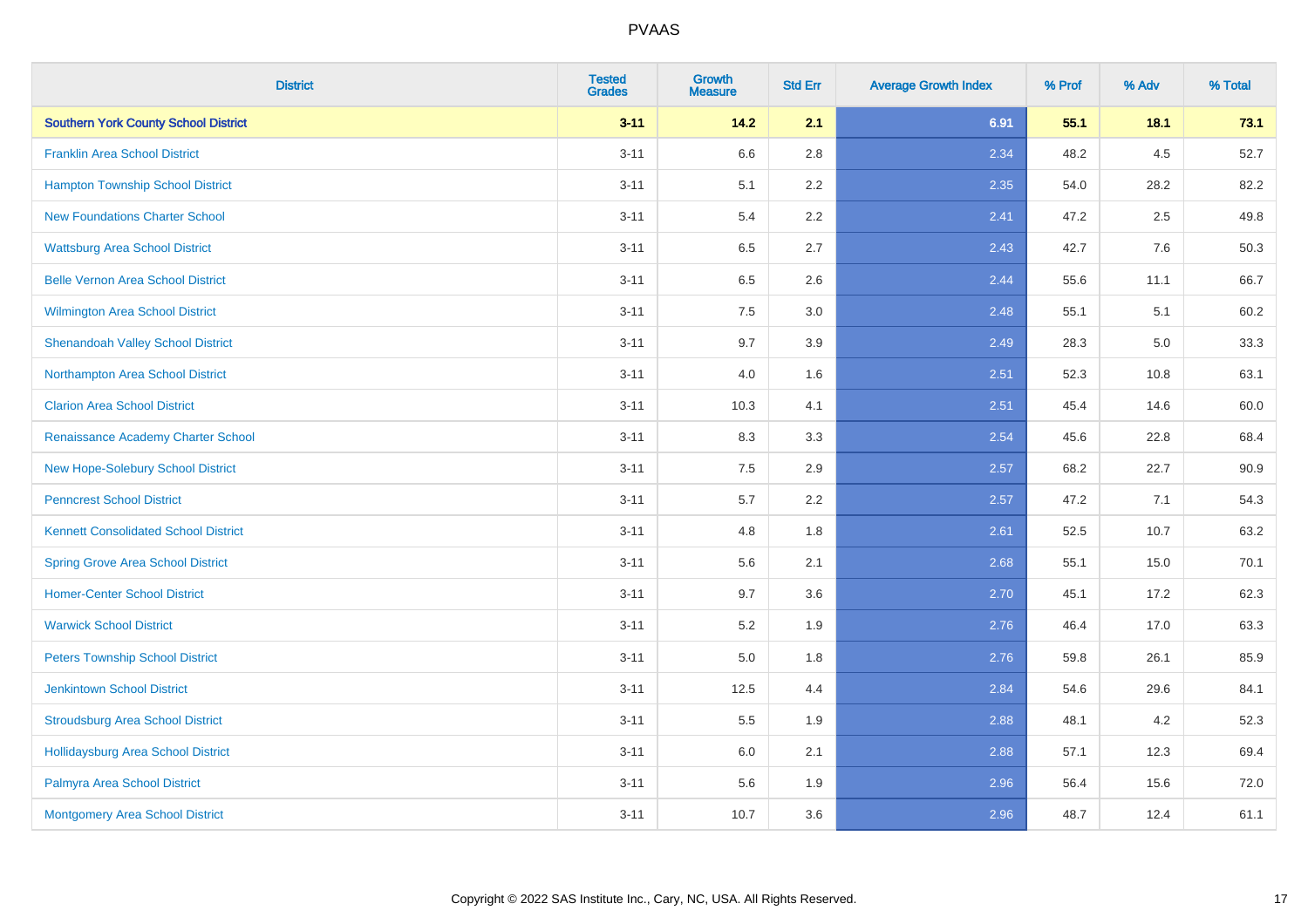| District | Tested Grades | Growth Measure | Std Err | Average Growth Index | % Prof | % Adv | % Total |
|---|---|---|---|---|---|---|---|
| **Southern York County School District** | **3-11** | **14.2** | **2.1** | **6.91** | **55.1** | **18.1** | **73.1** |
| Franklin Area School District | 3-11 | 6.6 | 2.8 | 2.34 | 48.2 | 4.5 | 52.7 |
| Hampton Township School District | 3-11 | 5.1 | 2.2 | 2.35 | 54.0 | 28.2 | 82.2 |
| New Foundations Charter School | 3-11 | 5.4 | 2.2 | 2.41 | 47.2 | 2.5 | 49.8 |
| Wattsburg Area School District | 3-11 | 6.5 | 2.7 | 2.43 | 42.7 | 7.6 | 50.3 |
| Belle Vernon Area School District | 3-11 | 6.5 | 2.6 | 2.44 | 55.6 | 11.1 | 66.7 |
| Wilmington Area School District | 3-11 | 7.5 | 3.0 | 2.48 | 55.1 | 5.1 | 60.2 |
| Shenandoah Valley School District | 3-11 | 9.7 | 3.9 | 2.49 | 28.3 | 5.0 | 33.3 |
| Northampton Area School District | 3-11 | 4.0 | 1.6 | 2.51 | 52.3 | 10.8 | 63.1 |
| Clarion Area School District | 3-11 | 10.3 | 4.1 | 2.51 | 45.4 | 14.6 | 60.0 |
| Renaissance Academy Charter School | 3-11 | 8.3 | 3.3 | 2.54 | 45.6 | 22.8 | 68.4 |
| New Hope-Solebury School District | 3-11 | 7.5 | 2.9 | 2.57 | 68.2 | 22.7 | 90.9 |
| Penncrest School District | 3-11 | 5.7 | 2.2 | 2.57 | 47.2 | 7.1 | 54.3 |
| Kennett Consolidated School District | 3-11 | 4.8 | 1.8 | 2.61 | 52.5 | 10.7 | 63.2 |
| Spring Grove Area School District | 3-11 | 5.6 | 2.1 | 2.68 | 55.1 | 15.0 | 70.1 |
| Homer-Center School District | 3-11 | 9.7 | 3.6 | 2.70 | 45.1 | 17.2 | 62.3 |
| Warwick School District | 3-11 | 5.2 | 1.9 | 2.76 | 46.4 | 17.0 | 63.3 |
| Peters Township School District | 3-11 | 5.0 | 1.8 | 2.76 | 59.8 | 26.1 | 85.9 |
| Jenkintown School District | 3-11 | 12.5 | 4.4 | 2.84 | 54.6 | 29.6 | 84.1 |
| Stroudsburg Area School District | 3-11 | 5.5 | 1.9 | 2.88 | 48.1 | 4.2 | 52.3 |
| Hollidaysburg Area School District | 3-11 | 6.0 | 2.1 | 2.88 | 57.1 | 12.3 | 69.4 |
| Palmyra Area School District | 3-11 | 5.6 | 1.9 | 2.96 | 56.4 | 15.6 | 72.0 |
| Montgomery Area School District | 3-11 | 10.7 | 3.6 | 2.96 | 48.7 | 12.4 | 61.1 |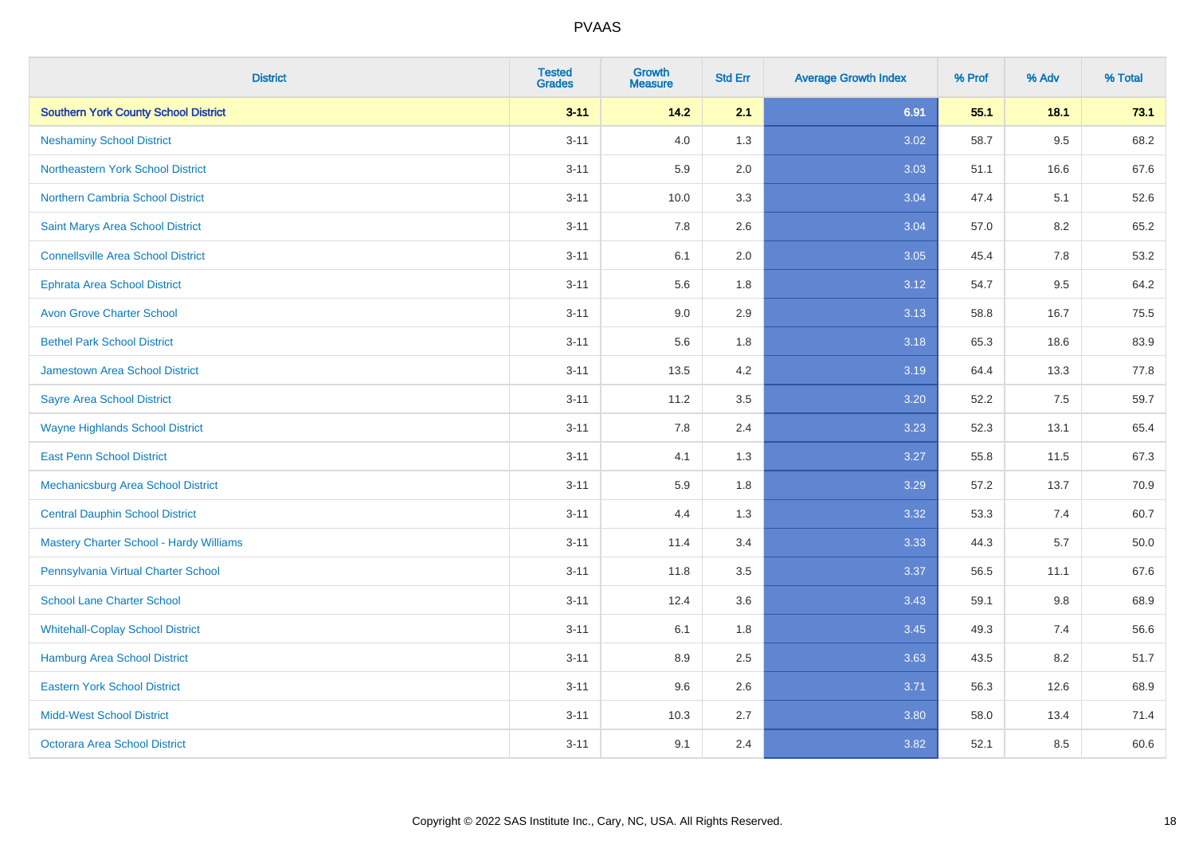# PVAAS

| District | Tested Grades | Growth Measure | Std Err | Average Growth Index | % Prof | % Adv | % Total |
|---|---|---|---|---|---|---|---|
| **Southern York County School District** | **3-11** | **14.2** | **2.1** | **6.91** | **55.1** | **18.1** | **73.1** |
| Neshaminy School District | 3-11 | 4.0 | 1.3 | 3.02 | 58.7 | 9.5 | 68.2 |
| Northeastern York School District | 3-11 | 5.9 | 2.0 | 3.03 | 51.1 | 16.6 | 67.6 |
| Northern Cambria School District | 3-11 | 10.0 | 3.3 | 3.04 | 47.4 | 5.1 | 52.6 |
| Saint Marys Area School District | 3-11 | 7.8 | 2.6 | 3.04 | 57.0 | 8.2 | 65.2 |
| Connellsville Area School District | 3-11 | 6.1 | 2.0 | 3.05 | 45.4 | 7.8 | 53.2 |
| Ephrata Area School District | 3-11 | 5.6 | 1.8 | 3.12 | 54.7 | 9.5 | 64.2 |
| Avon Grove Charter School | 3-11 | 9.0 | 2.9 | 3.13 | 58.8 | 16.7 | 75.5 |
| Bethel Park School District | 3-11 | 5.6 | 1.8 | 3.18 | 65.3 | 18.6 | 83.9 |
| Jamestown Area School District | 3-11 | 13.5 | 4.2 | 3.19 | 64.4 | 13.3 | 77.8 |
| Sayre Area School District | 3-11 | 11.2 | 3.5 | 3.20 | 52.2 | 7.5 | 59.7 |
| Wayne Highlands School District | 3-11 | 7.8 | 2.4 | 3.23 | 52.3 | 13.1 | 65.4 |
| East Penn School District | 3-11 | 4.1 | 1.3 | 3.27 | 55.8 | 11.5 | 67.3 |
| Mechanicsburg Area School District | 3-11 | 5.9 | 1.8 | 3.29 | 57.2 | 13.7 | 70.9 |
| Central Dauphin School District | 3-11 | 4.4 | 1.3 | 3.32 | 53.3 | 7.4 | 60.7 |
| Mastery Charter School - Hardy Williams | 3-11 | 11.4 | 3.4 | 3.33 | 44.3 | 5.7 | 50.0 |
| Pennsylvania Virtual Charter School | 3-11 | 11.8 | 3.5 | 3.37 | 56.5 | 11.1 | 67.6 |
| School Lane Charter School | 3-11 | 12.4 | 3.6 | 3.43 | 59.1 | 9.8 | 68.9 |
| Whitehall-Coplay School District | 3-11 | 6.1 | 1.8 | 3.45 | 49.3 | 7.4 | 56.6 |
| Hamburg Area School District | 3-11 | 8.9 | 2.5 | 3.63 | 43.5 | 8.2 | 51.7 |
| Eastern York School District | 3-11 | 9.6 | 2.6 | 3.71 | 56.3 | 12.6 | 68.9 |
| Midd-West School District | 3-11 | 10.3 | 2.7 | 3.80 | 58.0 | 13.4 | 71.4 |
| Octorara Area School District | 3-11 | 9.1 | 2.4 | 3.82 | 52.1 | 8.5 | 60.6 |

Copyright © 2022 SAS Institute Inc., Cary, NC, USA. All Rights Reserved.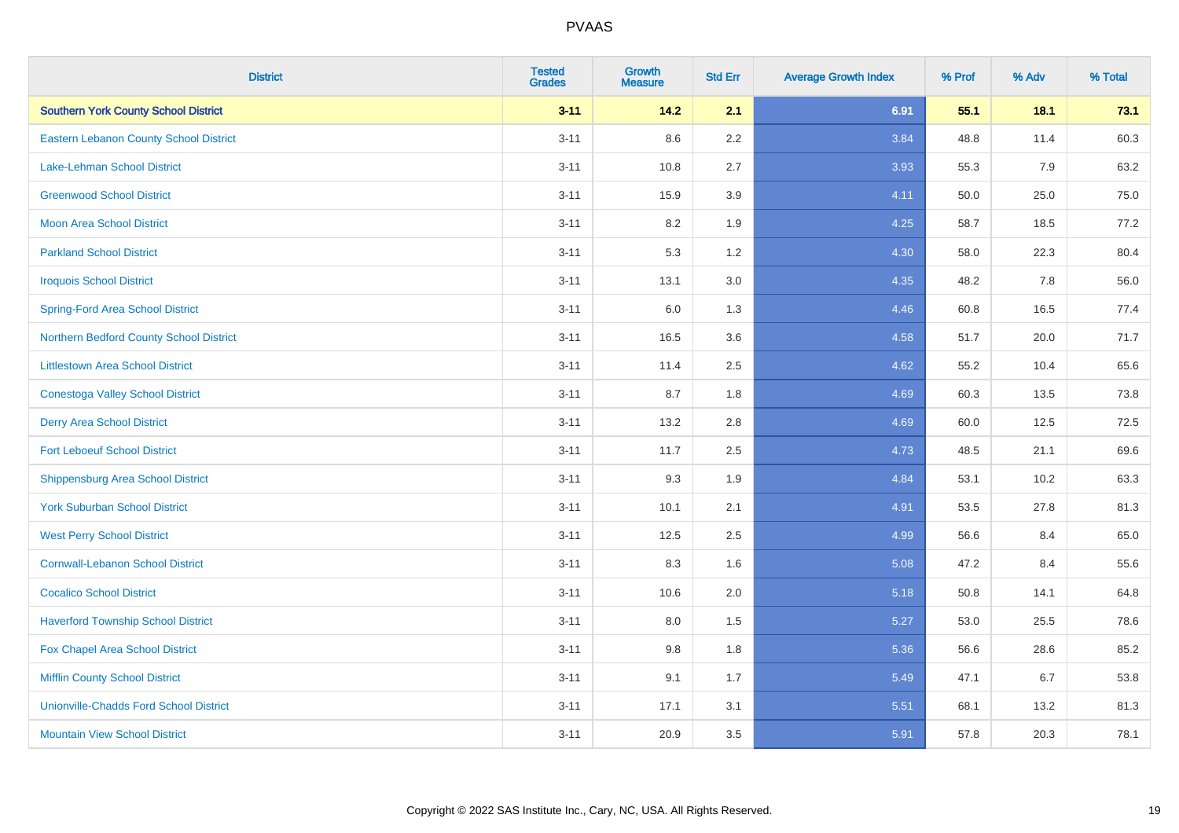PVAAS

| District | Tested Grades | Growth Measure | Std Err | Average Growth Index | % Prof | % Adv | % Total |
|---|---|---|---|---|---|---|---|
| **Southern York County School District** | **3-11** | **14.2** | **2.1** | **6.91** | **55.1** | **18.1** | **73.1** |
| Eastern Lebanon County School District | 3-11 | 8.6 | 2.2 | 3.84 | 48.8 | 11.4 | 60.3 |
| Lake-Lehman School District | 3-11 | 10.8 | 2.7 | 3.93 | 55.3 | 7.9 | 63.2 |
| Greenwood School District | 3-11 | 15.9 | 3.9 | 4.11 | 50.0 | 25.0 | 75.0 |
| Moon Area School District | 3-11 | 8.2 | 1.9 | 4.25 | 58.7 | 18.5 | 77.2 |
| Parkland School District | 3-11 | 5.3 | 1.2 | 4.30 | 58.0 | 22.3 | 80.4 |
| Iroquois School District | 3-11 | 13.1 | 3.0 | 4.35 | 48.2 | 7.8 | 56.0 |
| Spring-Ford Area School District | 3-11 | 6.0 | 1.3 | 4.46 | 60.8 | 16.5 | 77.4 |
| Northern Bedford County School District | 3-11 | 16.5 | 3.6 | 4.58 | 51.7 | 20.0 | 71.7 |
| Littlestown Area School District | 3-11 | 11.4 | 2.5 | 4.62 | 55.2 | 10.4 | 65.6 |
| Conestoga Valley School District | 3-11 | 8.7 | 1.8 | 4.69 | 60.3 | 13.5 | 73.8 |
| Derry Area School District | 3-11 | 13.2 | 2.8 | 4.69 | 60.0 | 12.5 | 72.5 |
| Fort Leboeuf School District | 3-11 | 11.7 | 2.5 | 4.73 | 48.5 | 21.1 | 69.6 |
| Shippensburg Area School District | 3-11 | 9.3 | 1.9 | 4.84 | 53.1 | 10.2 | 63.3 |
| York Suburban School District | 3-11 | 10.1 | 2.1 | 4.91 | 53.5 | 27.8 | 81.3 |
| West Perry School District | 3-11 | 12.5 | 2.5 | 4.99 | 56.6 | 8.4 | 65.0 |
| Cornwall-Lebanon School District | 3-11 | 8.3 | 1.6 | 5.08 | 47.2 | 8.4 | 55.6 |
| Cocalico School District | 3-11 | 10.6 | 2.0 | 5.18 | 50.8 | 14.1 | 64.8 |
| Haverford Township School District | 3-11 | 8.0 | 1.5 | 5.27 | 53.0 | 25.5 | 78.6 |
| Fox Chapel Area School District | 3-11 | 9.8 | 1.8 | 5.36 | 56.6 | 28.6 | 85.2 |
| Mifflin County School District | 3-11 | 9.1 | 1.7 | 5.49 | 47.1 | 6.7 | 53.8 |
| Unionville-Chadds Ford School District | 3-11 | 17.1 | 3.1 | 5.51 | 68.1 | 13.2 | 81.3 |
| Mountain View School District | 3-11 | 20.9 | 3.5 | 5.91 | 57.8 | 20.3 | 78.1 |

Copyright © 2022 SAS Institute Inc., Cary, NC, USA. All Rights Reserved.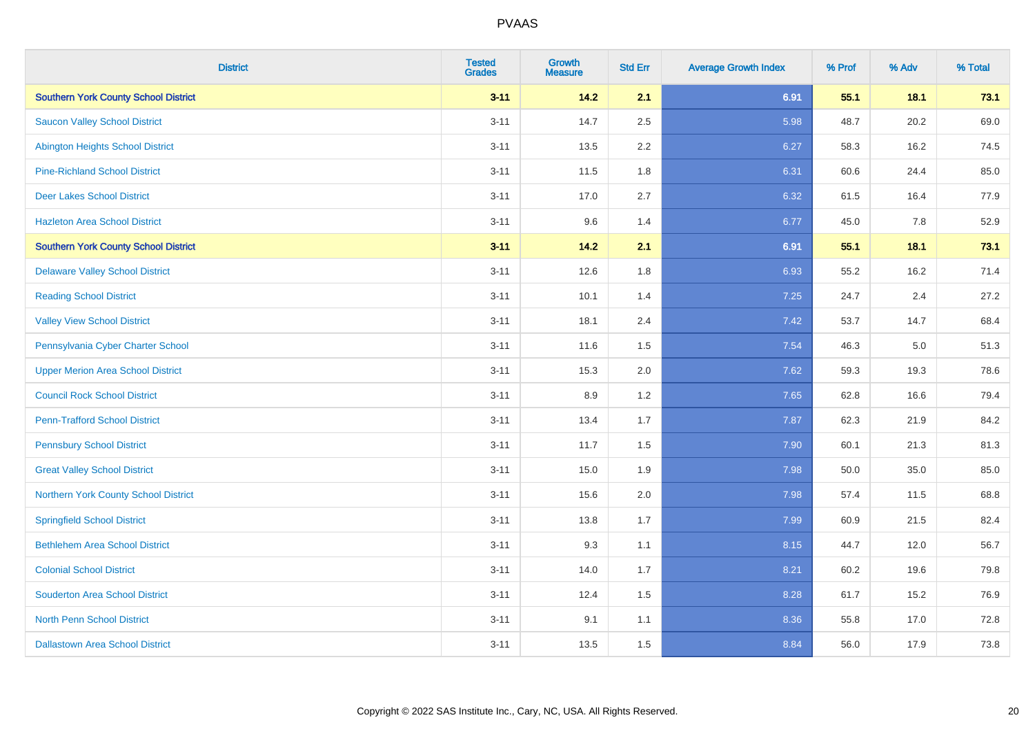# PVAAS

| District | Tested Grades | Growth Measure | Std Err | Average Growth Index | % Prof | % Adv | % Total |
|---|---|---|---|---|---|---|---|
| **Southern York County School District** | **3-11** | **14.2** | **2.1** | **6.91** | **55.1** | **18.1** | **73.1** |
| Saucon Valley School District | 3-11 | 14.7 | 2.5 | 5.98 | 48.7 | 20.2 | 69.0 |
| Abington Heights School District | 3-11 | 13.5 | 2.2 | 6.27 | 58.3 | 16.2 | 74.5 |
| Pine-Richland School District | 3-11 | 11.5 | 1.8 | 6.31 | 60.6 | 24.4 | 85.0 |
| Deer Lakes School District | 3-11 | 17.0 | 2.7 | 6.32 | 61.5 | 16.4 | 77.9 |
| Hazleton Area School District | 3-11 | 9.6 | 1.4 | 6.77 | 45.0 | 7.8 | 52.9 |
| **Southern York County School District** | **3-11** | **14.2** | **2.1** | **6.91** | **55.1** | **18.1** | **73.1** |
| Delaware Valley School District | 3-11 | 12.6 | 1.8 | 6.93 | 55.2 | 16.2 | 71.4 |
| Reading School District | 3-11 | 10.1 | 1.4 | 7.25 | 24.7 | 2.4 | 27.2 |
| Valley View School District | 3-11 | 18.1 | 2.4 | 7.42 | 53.7 | 14.7 | 68.4 |
| Pennsylvania Cyber Charter School | 3-11 | 11.6 | 1.5 | 7.54 | 46.3 | 5.0 | 51.3 |
| Upper Merion Area School District | 3-11 | 15.3 | 2.0 | 7.62 | 59.3 | 19.3 | 78.6 |
| Council Rock School District | 3-11 | 8.9 | 1.2 | 7.65 | 62.8 | 16.6 | 79.4 |
| Penn-Trafford School District | 3-11 | 13.4 | 1.7 | 7.87 | 62.3 | 21.9 | 84.2 |
| Pennsbury School District | 3-11 | 11.7 | 1.5 | 7.90 | 60.1 | 21.3 | 81.3 |
| Great Valley School District | 3-11 | 15.0 | 1.9 | 7.98 | 50.0 | 35.0 | 85.0 |
| Northern York County School District | 3-11 | 15.6 | 2.0 | 7.98 | 57.4 | 11.5 | 68.8 |
| Springfield School District | 3-11 | 13.8 | 1.7 | 7.99 | 60.9 | 21.5 | 82.4 |
| Bethlehem Area School District | 3-11 | 9.3 | 1.1 | 8.15 | 44.7 | 12.0 | 56.7 |
| Colonial School District | 3-11 | 14.0 | 1.7 | 8.21 | 60.2 | 19.6 | 79.8 |
| Souderton Area School District | 3-11 | 12.4 | 1.5 | 8.28 | 61.7 | 15.2 | 76.9 |
| North Penn School District | 3-11 | 9.1 | 1.1 | 8.36 | 55.8 | 17.0 | 72.8 |
| Dallastown Area School District | 3-11 | 13.5 | 1.5 | 8.84 | 56.0 | 17.9 | 73.8 |

Copyright © 2022 SAS Institute Inc., Cary, NC, USA. All Rights Reserved.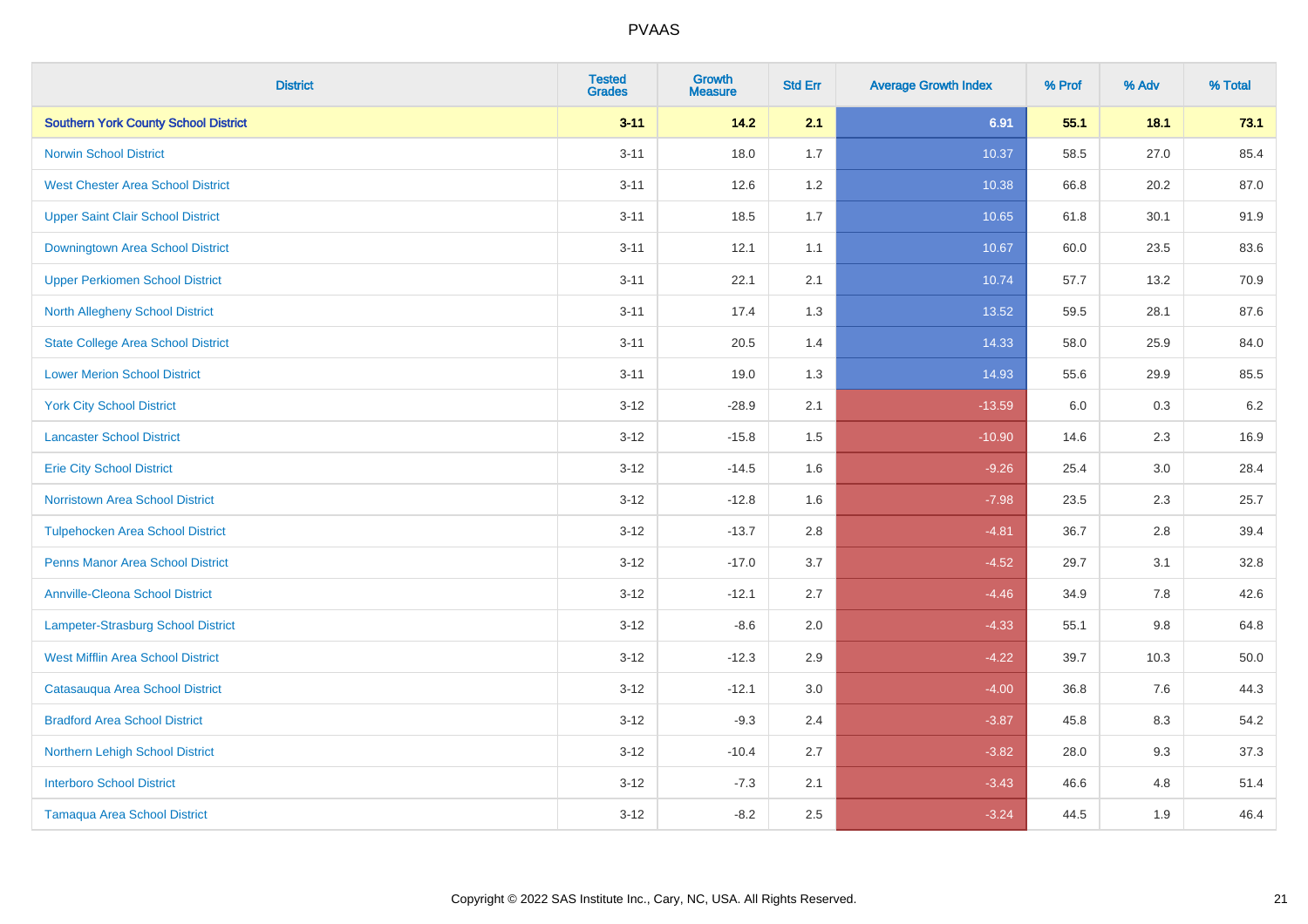| District | Tested Grades | Growth Measure | Std Err | Average Growth Index | % Prof | % Adv | % Total |
|---|---|---|---|---|---|---|---|
| **Southern York County School District** | **3-11** | **14.2** | **2.1** | **6.91** | **55.1** | **18.1** | **73.1** |
| Norwin School District | 3-11 | 18.0 | 1.7 | 10.37 | 58.5 | 27.0 | 85.4 |
| West Chester Area School District | 3-11 | 12.6 | 1.2 | 10.38 | 66.8 | 20.2 | 87.0 |
| Upper Saint Clair School District | 3-11 | 18.5 | 1.7 | 10.65 | 61.8 | 30.1 | 91.9 |
| Downingtown Area School District | 3-11 | 12.1 | 1.1 | 10.67 | 60.0 | 23.5 | 83.6 |
| Upper Perkiomen School District | 3-11 | 22.1 | 2.1 | 10.74 | 57.7 | 13.2 | 70.9 |
| North Allegheny School District | 3-11 | 17.4 | 1.3 | 13.52 | 59.5 | 28.1 | 87.6 |
| State College Area School District | 3-11 | 20.5 | 1.4 | 14.33 | 58.0 | 25.9 | 84.0 |
| Lower Merion School District | 3-11 | 19.0 | 1.3 | 14.93 | 55.6 | 29.9 | 85.5 |
| York City School District | 3-12 | -28.9 | 2.1 | -13.59 | 6.0 | 0.3 | 6.2 |
| Lancaster School District | 3-12 | -15.8 | 1.5 | -10.90 | 14.6 | 2.3 | 16.9 |
| Erie City School District | 3-12 | -14.5 | 1.6 | -9.26 | 25.4 | 3.0 | 28.4 |
| Norristown Area School District | 3-12 | -12.8 | 1.6 | -7.98 | 23.5 | 2.3 | 25.7 |
| Tulpehocken Area School District | 3-12 | -13.7 | 2.8 | -4.81 | 36.7 | 2.8 | 39.4 |
| Penns Manor Area School District | 3-12 | -17.0 | 3.7 | -4.52 | 29.7 | 3.1 | 32.8 |
| Annville-Cleona School District | 3-12 | -12.1 | 2.7 | -4.46 | 34.9 | 7.8 | 42.6 |
| Lampeter-Strasburg School District | 3-12 | -8.6 | 2.0 | -4.33 | 55.1 | 9.8 | 64.8 |
| West Mifflin Area School District | 3-12 | -12.3 | 2.9 | -4.22 | 39.7 | 10.3 | 50.0 |
| Catasauqua Area School District | 3-12 | -12.1 | 3.0 | -4.00 | 36.8 | 7.6 | 44.3 |
| Bradford Area School District | 3-12 | -9.3 | 2.4 | -3.87 | 45.8 | 8.3 | 54.2 |
| Northern Lehigh School District | 3-12 | -10.4 | 2.7 | -3.82 | 28.0 | 9.3 | 37.3 |
| Interboro School District | 3-12 | -7.3 | 2.1 | -3.43 | 46.6 | 4.8 | 51.4 |
| Tamaqua Area School District | 3-12 | -8.2 | 2.5 | -3.24 | 44.5 | 1.9 | 46.4 |

Copyright © 2022 SAS Institute Inc., Cary, NC, USA. All Rights Reserved.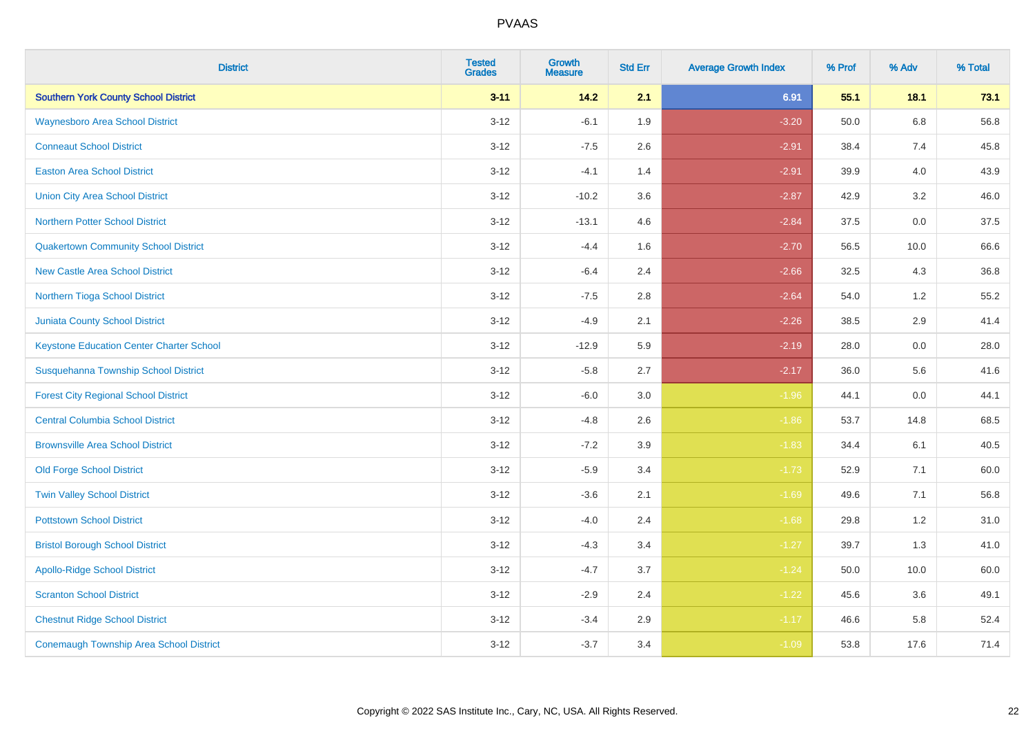| District | Tested Grades | Growth Measure | Std Err | Average Growth Index | % Prof | % Adv | % Total |
|---|---|---|---|---|---|---|---|
| **Southern York County School District** | **3-11** | **14.2** | **2.1** | **6.91** | **55.1** | **18.1** | **73.1** |
| Waynesboro Area School District | 3-12 | -6.1 | 1.9 | -3.20 | 50.0 | 6.8 | 56.8 |
| Conneaut School District | 3-12 | -7.5 | 2.6 | -2.91 | 38.4 | 7.4 | 45.8 |
| Easton Area School District | 3-12 | -4.1 | 1.4 | -2.91 | 39.9 | 4.0 | 43.9 |
| Union City Area School District | 3-12 | -10.2 | 3.6 | -2.87 | 42.9 | 3.2 | 46.0 |
| Northern Potter School District | 3-12 | -13.1 | 4.6 | -2.84 | 37.5 | 0.0 | 37.5 |
| Quakertown Community School District | 3-12 | -4.4 | 1.6 | -2.70 | 56.5 | 10.0 | 66.6 |
| New Castle Area School District | 3-12 | -6.4 | 2.4 | -2.66 | 32.5 | 4.3 | 36.8 |
| Northern Tioga School District | 3-12 | -7.5 | 2.8 | -2.64 | 54.0 | 1.2 | 55.2 |
| Juniata County School District | 3-12 | -4.9 | 2.1 | -2.26 | 38.5 | 2.9 | 41.4 |
| Keystone Education Center Charter School | 3-12 | -12.9 | 5.9 | -2.19 | 28.0 | 0.0 | 28.0 |
| Susquehanna Township School District | 3-12 | -5.8 | 2.7 | -2.17 | 36.0 | 5.6 | 41.6 |
| Forest City Regional School District | 3-12 | -6.0 | 3.0 | -1.96 | 44.1 | 0.0 | 44.1 |
| Central Columbia School District | 3-12 | -4.8 | 2.6 | -1.86 | 53.7 | 14.8 | 68.5 |
| Brownsville Area School District | 3-12 | -7.2 | 3.9 | -1.83 | 34.4 | 6.1 | 40.5 |
| Old Forge School District | 3-12 | -5.9 | 3.4 | -1.73 | 52.9 | 7.1 | 60.0 |
| Twin Valley School District | 3-12 | -3.6 | 2.1 | -1.69 | 49.6 | 7.1 | 56.8 |
| Pottstown School District | 3-12 | -4.0 | 2.4 | -1.68 | 29.8 | 1.2 | 31.0 |
| Bristol Borough School District | 3-12 | -4.3 | 3.4 | -1.27 | 39.7 | 1.3 | 41.0 |
| Apollo-Ridge School District | 3-12 | -4.7 | 3.7 | -1.24 | 50.0 | 10.0 | 60.0 |
| Scranton School District | 3-12 | -2.9 | 2.4 | -1.22 | 45.6 | 3.6 | 49.1 |
| Chestnut Ridge School District | 3-12 | -3.4 | 2.9 | -1.17 | 46.6 | 5.8 | 52.4 |
| Conemaugh Township Area School District | 3-12 | -3.7 | 3.4 | -1.09 | 53.8 | 17.6 | 71.4 |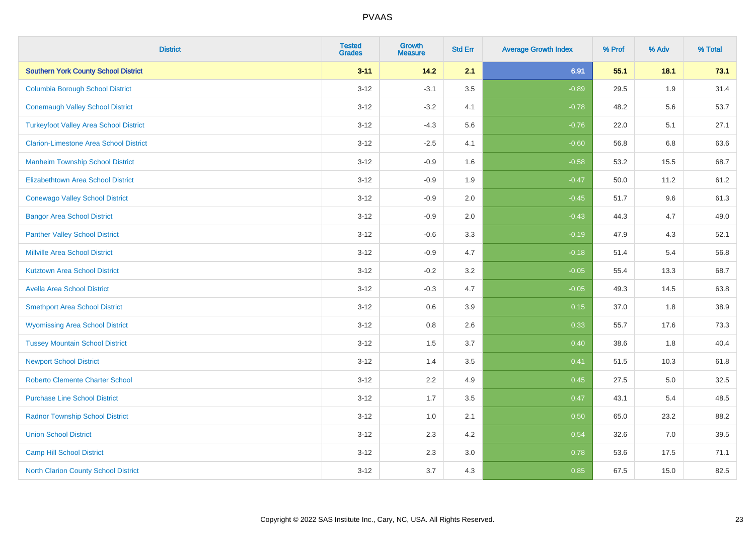| District | Tested Grades | Growth Measure | Std Err | Average Growth Index | % Prof | % Adv | % Total |
|---|---|---|---|---|---|---|---|
| **Southern York County School District** | **3-11** | **14.2** | **2.1** | **6.91** | **55.1** | **18.1** | **73.1** |
| Columbia Borough School District | 3-12 | -3.1 | 3.5 | -0.89 | 29.5 | 1.9 | 31.4 |
| Conemaugh Valley School District | 3-12 | -3.2 | 4.1 | -0.78 | 48.2 | 5.6 | 53.7 |
| Turkeyfoot Valley Area School District | 3-12 | -4.3 | 5.6 | -0.76 | 22.0 | 5.1 | 27.1 |
| Clarion-Limestone Area School District | 3-12 | -2.5 | 4.1 | -0.60 | 56.8 | 6.8 | 63.6 |
| Manheim Township School District | 3-12 | -0.9 | 1.6 | -0.58 | 53.2 | 15.5 | 68.7 |
| Elizabethtown Area School District | 3-12 | -0.9 | 1.9 | -0.47 | 50.0 | 11.2 | 61.2 |
| Conewago Valley School District | 3-12 | -0.9 | 2.0 | -0.45 | 51.7 | 9.6 | 61.3 |
| Bangor Area School District | 3-12 | -0.9 | 2.0 | -0.43 | 44.3 | 4.7 | 49.0 |
| Panther Valley School District | 3-12 | -0.6 | 3.3 | -0.19 | 47.9 | 4.3 | 52.1 |
| Millville Area School District | 3-12 | -0.9 | 4.7 | -0.18 | 51.4 | 5.4 | 56.8 |
| Kutztown Area School District | 3-12 | -0.2 | 3.2 | -0.05 | 55.4 | 13.3 | 68.7 |
| Avella Area School District | 3-12 | -0.3 | 4.7 | -0.05 | 49.3 | 14.5 | 63.8 |
| Smethport Area School District | 3-12 | 0.6 | 3.9 | 0.15 | 37.0 | 1.8 | 38.9 |
| Wyomissing Area School District | 3-12 | 0.8 | 2.6 | 0.33 | 55.7 | 17.6 | 73.3 |
| Tussey Mountain School District | 3-12 | 1.5 | 3.7 | 0.40 | 38.6 | 1.8 | 40.4 |
| Newport School District | 3-12 | 1.4 | 3.5 | 0.41 | 51.5 | 10.3 | 61.8 |
| Roberto Clemente Charter School | 3-12 | 2.2 | 4.9 | 0.45 | 27.5 | 5.0 | 32.5 |
| Purchase Line School District | 3-12 | 1.7 | 3.5 | 0.47 | 43.1 | 5.4 | 48.5 |
| Radnor Township School District | 3-12 | 1.0 | 2.1 | 0.50 | 65.0 | 23.2 | 88.2 |
| Union School District | 3-12 | 2.3 | 4.2 | 0.54 | 32.6 | 7.0 | 39.5 |
| Camp Hill School District | 3-12 | 2.3 | 3.0 | 0.78 | 53.6 | 17.5 | 71.1 |
| North Clarion County School District | 3-12 | 3.7 | 4.3 | 0.85 | 67.5 | 15.0 | 82.5 |

Copyright © 2022 SAS Institute Inc., Cary, NC, USA. All Rights Reserved.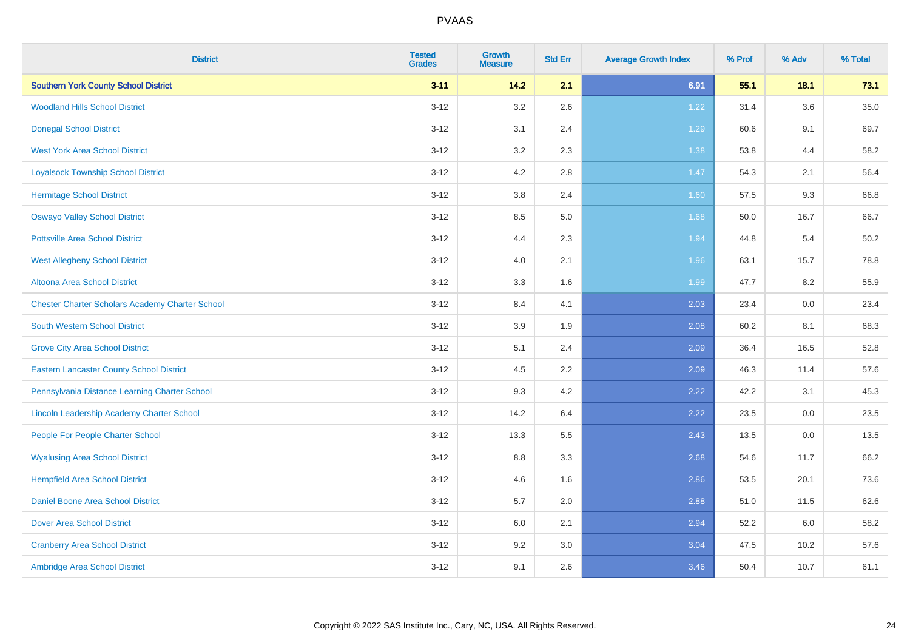| District | Tested Grades | Growth Measure | Std Err | Average Growth Index | % Prof | % Adv | % Total |
|---|---|---|---|---|---|---|---|
| **Southern York County School District** | **3-11** | **14.2** | **2.1** | **6.91** | **55.1** | **18.1** | **73.1** |
| Woodland Hills School District | 3-12 | 3.2 | 2.6 | 1.22 | 31.4 | 3.6 | 35.0 |
| Donegal School District | 3-12 | 3.1 | 2.4 | 1.29 | 60.6 | 9.1 | 69.7 |
| West York Area School District | 3-12 | 3.2 | 2.3 | 1.38 | 53.8 | 4.4 | 58.2 |
| Loyalsock Township School District | 3-12 | 4.2 | 2.8 | 1.47 | 54.3 | 2.1 | 56.4 |
| Hermitage School District | 3-12 | 3.8 | 2.4 | 1.60 | 57.5 | 9.3 | 66.8 |
| Oswayo Valley School District | 3-12 | 8.5 | 5.0 | 1.68 | 50.0 | 16.7 | 66.7 |
| Pottsville Area School District | 3-12 | 4.4 | 2.3 | 1.94 | 44.8 | 5.4 | 50.2 |
| West Allegheny School District | 3-12 | 4.0 | 2.1 | 1.96 | 63.1 | 15.7 | 78.8 |
| Altoona Area School District | 3-12 | 3.3 | 1.6 | 1.99 | 47.7 | 8.2 | 55.9 |
| Chester Charter Scholars Academy Charter School | 3-12 | 8.4 | 4.1 | 2.03 | 23.4 | 0.0 | 23.4 |
| South Western School District | 3-12 | 3.9 | 1.9 | 2.08 | 60.2 | 8.1 | 68.3 |
| Grove City Area School District | 3-12 | 5.1 | 2.4 | 2.09 | 36.4 | 16.5 | 52.8 |
| Eastern Lancaster County School District | 3-12 | 4.5 | 2.2 | 2.09 | 46.3 | 11.4 | 57.6 |
| Pennsylvania Distance Learning Charter School | 3-12 | 9.3 | 4.2 | 2.22 | 42.2 | 3.1 | 45.3 |
| Lincoln Leadership Academy Charter School | 3-12 | 14.2 | 6.4 | 2.22 | 23.5 | 0.0 | 23.5 |
| People For People Charter School | 3-12 | 13.3 | 5.5 | 2.43 | 13.5 | 0.0 | 13.5 |
| Wyalusing Area School District | 3-12 | 8.8 | 3.3 | 2.68 | 54.6 | 11.7 | 66.2 |
| Hempfield Area School District | 3-12 | 4.6 | 1.6 | 2.86 | 53.5 | 20.1 | 73.6 |
| Daniel Boone Area School District | 3-12 | 5.7 | 2.0 | 2.88 | 51.0 | 11.5 | 62.6 |
| Dover Area School District | 3-12 | 6.0 | 2.1 | 2.94 | 52.2 | 6.0 | 58.2 |
| Cranberry Area School District | 3-12 | 9.2 | 3.0 | 3.04 | 47.5 | 10.2 | 57.6 |
| Ambridge Area School District | 3-12 | 9.1 | 2.6 | 3.46 | 50.4 | 10.7 | 61.1 |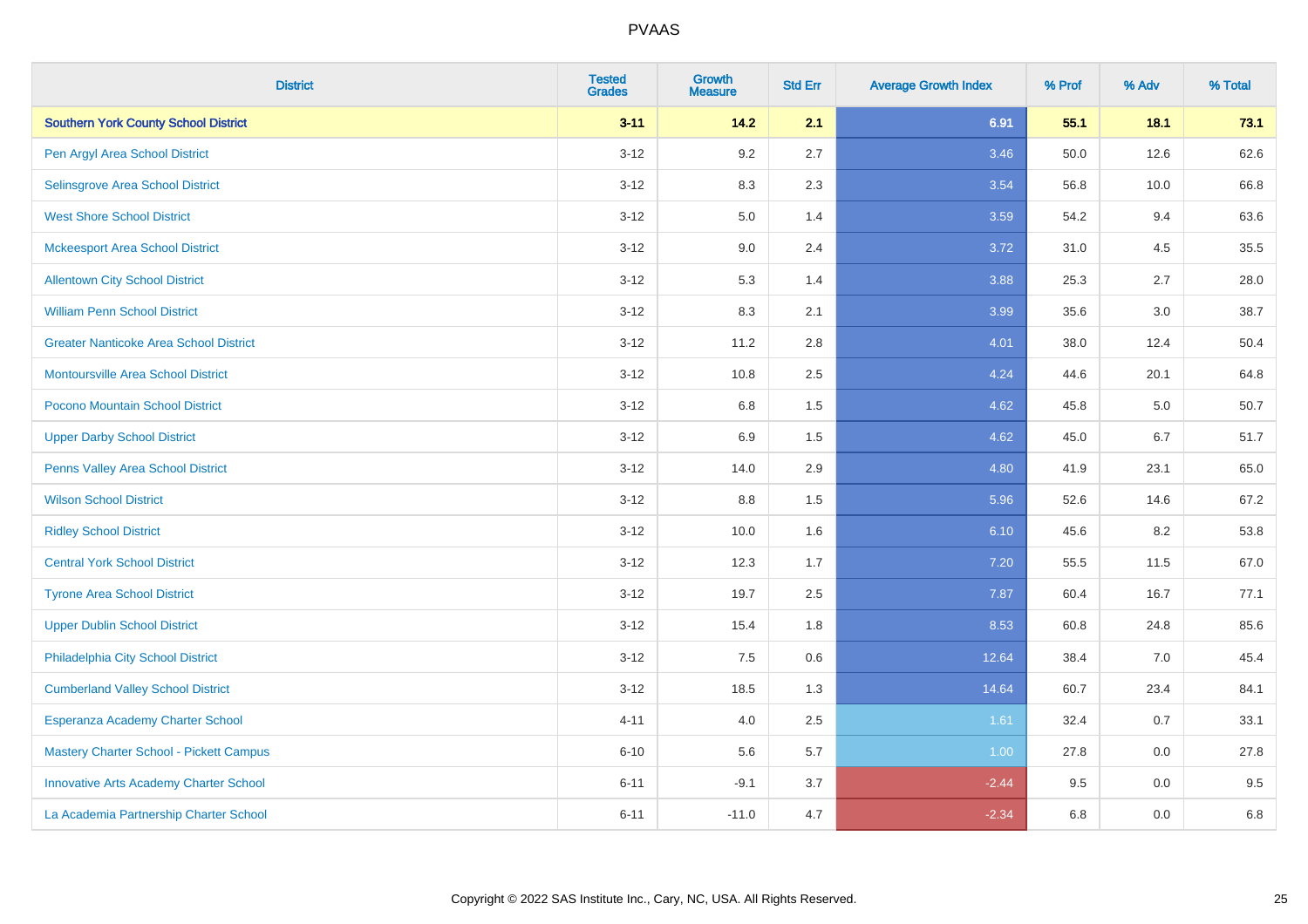# PVAAS

| District | Tested Grades | Growth Measure | Std Err | Average Growth Index | % Prof | % Adv | % Total |
|---|---|---|---|---|---|---|---|
| **Southern York County School District** | **3-11** | **14.2** | **2.1** | **6.91** | **55.1** | **18.1** | **73.1** |
| Pen Argyl Area School District | 3-12 | 9.2 | 2.7 | 3.46 | 50.0 | 12.6 | 62.6 |
| Selinsgrove Area School District | 3-12 | 8.3 | 2.3 | 3.54 | 56.8 | 10.0 | 66.8 |
| West Shore School District | 3-12 | 5.0 | 1.4 | 3.59 | 54.2 | 9.4 | 63.6 |
| Mckeesport Area School District | 3-12 | 9.0 | 2.4 | 3.72 | 31.0 | 4.5 | 35.5 |
| Allentown City School District | 3-12 | 5.3 | 1.4 | 3.88 | 25.3 | 2.7 | 28.0 |
| William Penn School District | 3-12 | 8.3 | 2.1 | 3.99 | 35.6 | 3.0 | 38.7 |
| Greater Nanticoke Area School District | 3-12 | 11.2 | 2.8 | 4.01 | 38.0 | 12.4 | 50.4 |
| Montoursville Area School District | 3-12 | 10.8 | 2.5 | 4.24 | 44.6 | 20.1 | 64.8 |
| Pocono Mountain School District | 3-12 | 6.8 | 1.5 | 4.62 | 45.8 | 5.0 | 50.7 |
| Upper Darby School District | 3-12 | 6.9 | 1.5 | 4.62 | 45.0 | 6.7 | 51.7 |
| Penns Valley Area School District | 3-12 | 14.0 | 2.9 | 4.80 | 41.9 | 23.1 | 65.0 |
| Wilson School District | 3-12 | 8.8 | 1.5 | 5.96 | 52.6 | 14.6 | 67.2 |
| Ridley School District | 3-12 | 10.0 | 1.6 | 6.10 | 45.6 | 8.2 | 53.8 |
| Central York School District | 3-12 | 12.3 | 1.7 | 7.20 | 55.5 | 11.5 | 67.0 |
| Tyrone Area School District | 3-12 | 19.7 | 2.5 | 7.87 | 60.4 | 16.7 | 77.1 |
| Upper Dublin School District | 3-12 | 15.4 | 1.8 | 8.53 | 60.8 | 24.8 | 85.6 |
| Philadelphia City School District | 3-12 | 7.5 | 0.6 | 12.64 | 38.4 | 7.0 | 45.4 |
| Cumberland Valley School District | 3-12 | 18.5 | 1.3 | 14.64 | 60.7 | 23.4 | 84.1 |
| Esperanza Academy Charter School | 4-11 | 4.0 | 2.5 | 1.61 | 32.4 | 0.7 | 33.1 |
| Mastery Charter School - Pickett Campus | 6-10 | 5.6 | 5.7 | 1.00 | 27.8 | 0.0 | 27.8 |
| Innovative Arts Academy Charter School | 6-11 | -9.1 | 3.7 | -2.44 | 9.5 | 0.0 | 9.5 |
| La Academia Partnership Charter School | 6-11 | -11.0 | 4.7 | -2.34 | 6.8 | 0.0 | 6.8 |

Copyright © 2022 SAS Institute Inc., Cary, NC, USA. All Rights Reserved.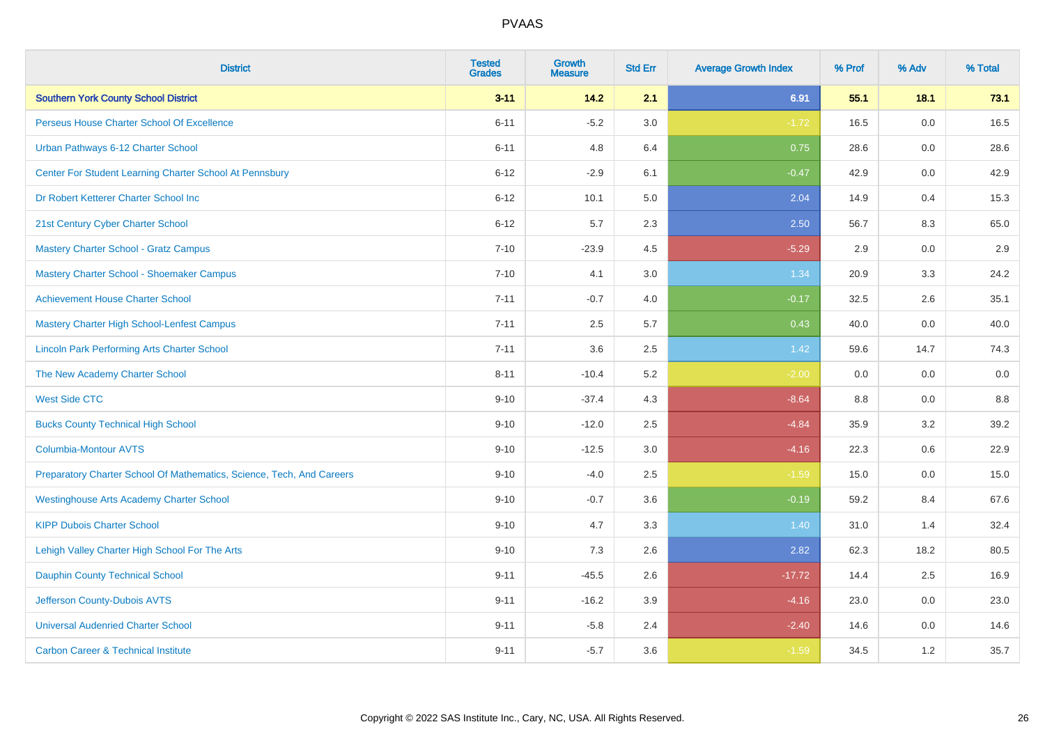| District | Tested Grades | Growth Measure | Std Err | Average Growth Index | % Prof | % Adv | % Total |
|---|---|---|---|---|---|---|---|
| **Southern York County School District** | **3-11** | **14.2** | **2.1** | **6.91** | **55.1** | **18.1** | **73.1** |
| Perseus House Charter School Of Excellence | 6-11 | -5.2 | 3.0 | -1.72 | 16.5 | 0.0 | 16.5 |
| Urban Pathways 6-12 Charter School | 6-11 | 4.8 | 6.4 | 0.75 | 28.6 | 0.0 | 28.6 |
| Center For Student Learning Charter School At Pennsbury | 6-12 | -2.9 | 6.1 | -0.47 | 42.9 | 0.0 | 42.9 |
| Dr Robert Ketterer Charter School Inc | 6-12 | 10.1 | 5.0 | 2.04 | 14.9 | 0.4 | 15.3 |
| 21st Century Cyber Charter School | 6-12 | 5.7 | 2.3 | 2.50 | 56.7 | 8.3 | 65.0 |
| Mastery Charter School - Gratz Campus | 7-10 | -23.9 | 4.5 | -5.29 | 2.9 | 0.0 | 2.9 |
| Mastery Charter School - Shoemaker Campus | 7-10 | 4.1 | 3.0 | 1.34 | 20.9 | 3.3 | 24.2 |
| Achievement House Charter School | 7-11 | -0.7 | 4.0 | -0.17 | 32.5 | 2.6 | 35.1 |
| Mastery Charter High School-Lenfest Campus | 7-11 | 2.5 | 5.7 | 0.43 | 40.0 | 0.0 | 40.0 |
| Lincoln Park Performing Arts Charter School | 7-11 | 3.6 | 2.5 | 1.42 | 59.6 | 14.7 | 74.3 |
| The New Academy Charter School | 8-11 | -10.4 | 5.2 | -2.00 | 0.0 | 0.0 | 0.0 |
| West Side CTC | 9-10 | -37.4 | 4.3 | -8.64 | 8.8 | 0.0 | 8.8 |
| Bucks County Technical High School | 9-10 | -12.0 | 2.5 | -4.84 | 35.9 | 3.2 | 39.2 |
| Columbia-Montour AVTS | 9-10 | -12.5 | 3.0 | -4.16 | 22.3 | 0.6 | 22.9 |
| Preparatory Charter School Of Mathematics, Science, Tech, And Careers | 9-10 | -4.0 | 2.5 | -1.59 | 15.0 | 0.0 | 15.0 |
| Westinghouse Arts Academy Charter School | 9-10 | -0.7 | 3.6 | -0.19 | 59.2 | 8.4 | 67.6 |
| KIPP Dubois Charter School | 9-10 | 4.7 | 3.3 | 1.40 | 31.0 | 1.4 | 32.4 |
| Lehigh Valley Charter High School For The Arts | 9-10 | 7.3 | 2.6 | 2.82 | 62.3 | 18.2 | 80.5 |
| Dauphin County Technical School | 9-11 | -45.5 | 2.6 | -17.72 | 14.4 | 2.5 | 16.9 |
| Jefferson County-Dubois AVTS | 9-11 | -16.2 | 3.9 | -4.16 | 23.0 | 0.0 | 23.0 |
| Universal Audenried Charter School | 9-11 | -5.8 | 2.4 | -2.40 | 14.6 | 0.0 | 14.6 |
| Carbon Career & Technical Institute | 9-11 | -5.7 | 3.6 | -1.59 | 34.5 | 1.2 | 35.7 |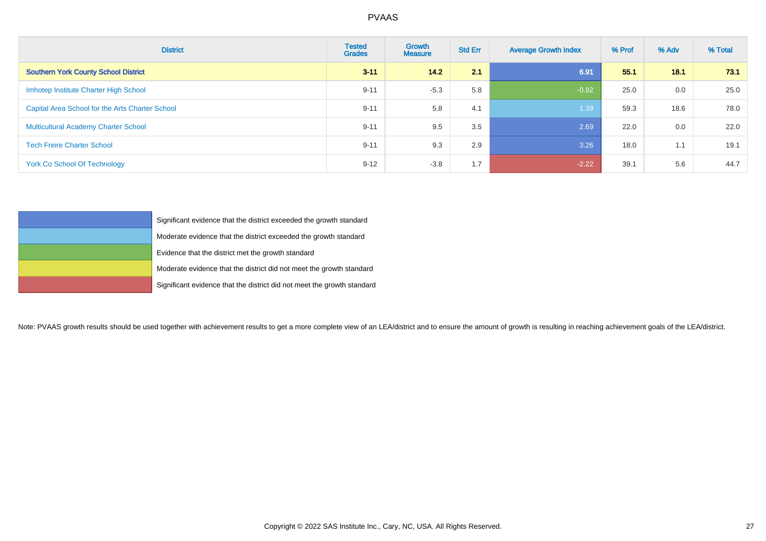# PVAAS

| District | Tested Grades | Growth Measure | Std Err | Average Growth Index | % Prof | % Adv | % Total |
|---|---|---|---|---|---|---|---|
| **Southern York County School District** | **3-11** | **14.2** | **2.1** | **6.91** | **55.1** | **18.1** | **73.1** |
| Imhotep Institute Charter High School | 9-11 | -5.3 | 5.8 | -0.92 | 25.0 | 0.0 | 25.0 |
| Capital Area School for the Arts Charter School | 9-11 | 5.8 | 4.1 | 1.39 | 59.3 | 18.6 | 78.0 |
| Multicultural Academy Charter School | 9-11 | 9.5 | 3.5 | 2.69 | 22.0 | 0.0 | 22.0 |
| Tech Freire Charter School | 9-11 | 9.3 | 2.9 | 3.26 | 18.0 | 1.1 | 19.1 |
| York Co School Of Technology | 9-12 | -3.8 | 1.7 | -2.22 | 39.1 | 5.6 | 44.7 |

Significant evidence that the district exceeded the growth standard

Moderate evidence that the district exceeded the growth standard

Evidence that the district met the growth standard

Moderate evidence that the district did not meet the growth standard

Significant evidence that the district did not meet the growth standard

Note: PVAAS growth results should be used together with achievement results to get a more complete view of an LEA/district and to ensure the amount of growth is resulting in reaching achievement goals of the LEA/district.

Copyright © 2022 SAS Institute Inc., Cary, NC, USA. All Rights Reserved.